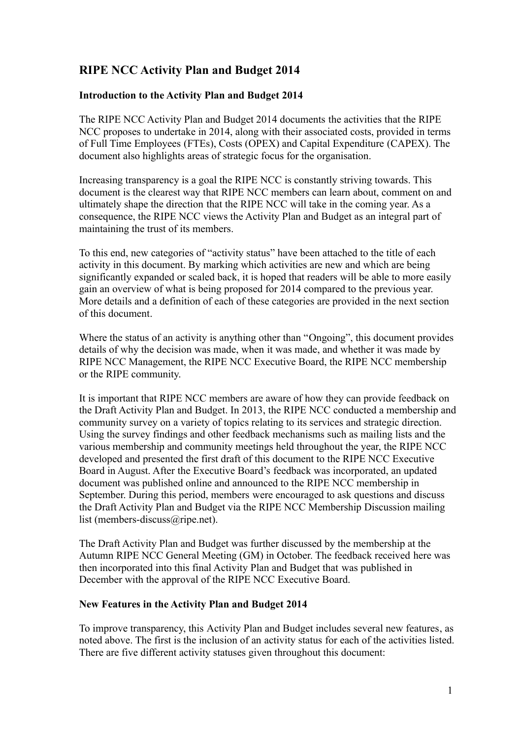# RIPE NCC Activity Plan and Budget 2014

## Introduction to the Activity Plan and Budget 2014

The RIPE NCC Activity Plan and Budget 2014 documents the activities that the RIPE NCC proposes to undertake in 2014, along with their associated costs, provided in terms of Full Time Employees (FTEs), Costs (OPEX) and Capital Expenditure (CAPEX). The document also highlights areas of strategic focus for the organisation.

Increasing transparency is a goal the RIPE NCC is constantly striving towards. This document is the clearest way that RIPE NCC members can learn about, comment on and ultimately shape the direction that the RIPE NCC will take in the coming year. As a consequence, the RIPE NCC views the Activity Plan and Budget as an integral part of maintaining the trust of its members.

To this end, new categories of "activity status" have been attached to the title of each activity in this document. By marking which activities are new and which are being significantly expanded or scaled back, it is hoped that readers will be able to more easily gain an overview of what is being proposed for 2014 compared to the previous year. More details and a definition of each of these categories are provided in the next section of this document.

Where the status of an activity is anything other than "Ongoing", this document provides details of why the decision was made, when it was made, and whether it was made by RIPE NCC Management, the RIPE NCC Executive Board, the RIPE NCC membership or the RIPE community.

It is important that RIPE NCC members are aware of how they can provide feedback on the Draft Activity Plan and Budget. In 2013, the RIPE NCC conducted a membership and community survey on a variety of topics relating to its services and strategic direction. Using the survey findings and other feedback mechanisms such as mailing lists and the various membership and community meetings held throughout the year, the RIPE NCC developed and presented the first draft of this document to the RIPE NCC Executive Board in August. After the Executive Board's feedback was incorporated, an updated document was published online and announced to the RIPE NCC membership in September. During this period, members were encouraged to ask questions and discuss the Draft Activity Plan and Budget via the RIPE NCC Membership Discussion mailing list (members-discuss@ripe.net).

The Draft Activity Plan and Budget was further discussed by the membership at the Autumn RIPE NCC General Meeting (GM) in October. The feedback received here was then incorporated into this final Activity Plan and Budget that was published in December with the approval of the RIPE NCC Executive Board.

## New Features in the Activity Plan and Budget 2014

To improve transparency, this Activity Plan and Budget includes several new features, as noted above. The first is the inclusion of an activity status for each of the activities listed. There are five different activity statuses given throughout this document: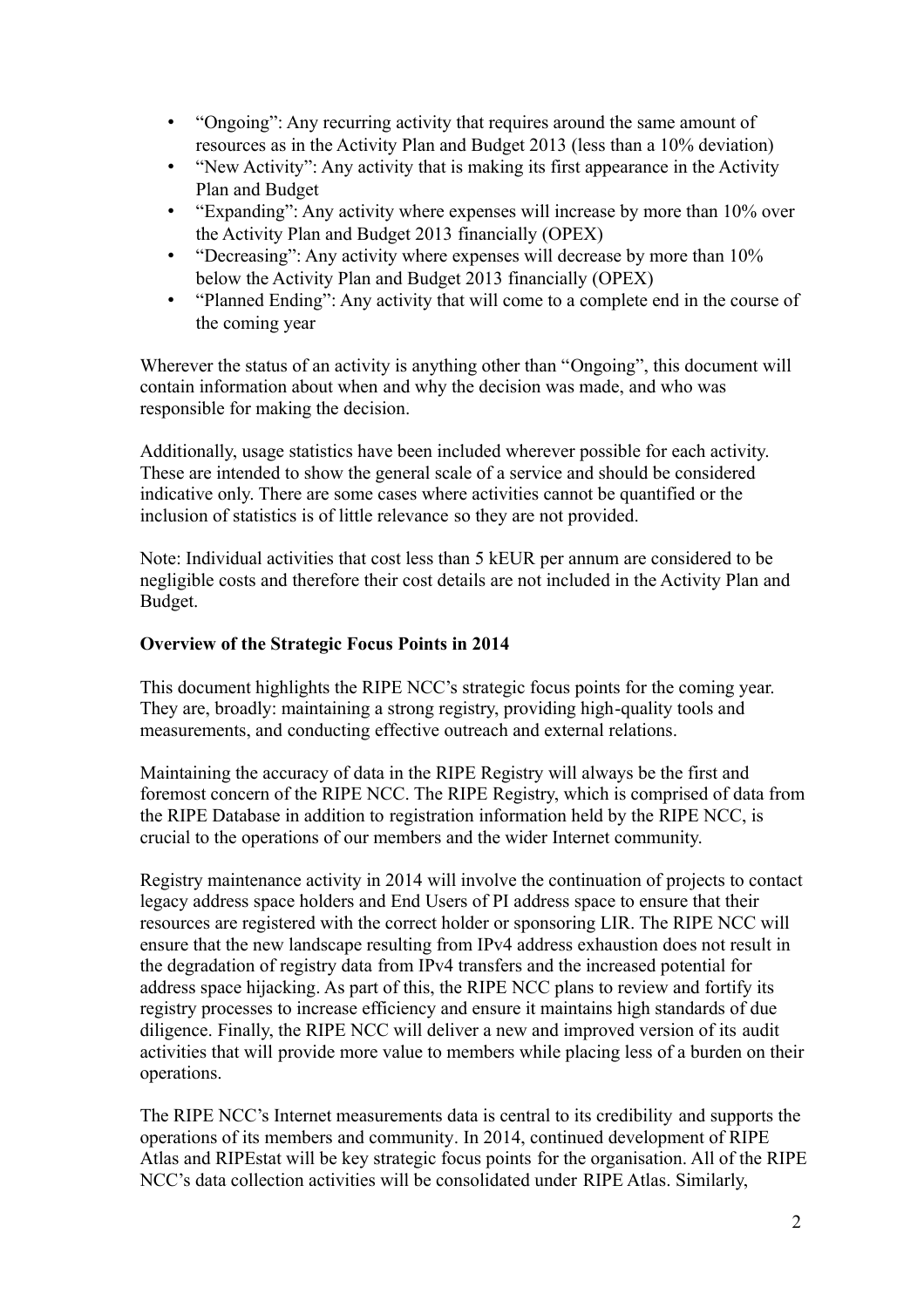- "Ongoing": Any recurring activity that requires around the same amount of resources as in the Activity Plan and Budget 2013 (less than a 10% deviation)
- "New Activity": Any activity that is making its first appearance in the Activity Plan and Budget
- "Expanding": Any activity where expenses will increase by more than 10% over the Activity Plan and Budget 2013 financially (OPEX)
- "Decreasing": Any activity where expenses will decrease by more than 10% below the Activity Plan and Budget 2013 financially (OPEX)
- "Planned Ending": Any activity that will come to a complete end in the course of the coming year

Wherever the status of an activity is anything other than "Ongoing", this document will contain information about when and why the decision was made, and who was responsible for making the decision.

Additionally, usage statistics have been included wherever possible for each activity. These are intended to show the general scale of a service and should be considered indicative only. There are some cases where activities cannot be quantified or the inclusion of statistics is of little relevance so they are not provided.

Note: Individual activities that cost less than 5 kEUR per annum are considered to be negligible costs and therefore their cost details are not included in the Activity Plan and Budget.

**Overview of the Strategic Focus Points in 2014**

This document highlights the RIPE NCC's strategic focus points for the coming year. They are, broadly: maintaining a strong registry, providing high-quality tools and measurements, and conducting effective outreach and external relations.

Maintaining the accuracy of data in the RIPE Registry will always be the first and foremost concern of the RIPE NCC. The RIPE Registry, which is comprised of data from the RIPE Database in addition to registration information held by the RIPE NCC, is crucial to the operations of our members and the wider Internet community.

Registry maintenance activity in 2014 will involve the continuation of projects to contact legacy address space holders and End Users of PI address space to ensure that their resources are registered with the correct holder or sponsoring LIR. The RIPE NCC will ensure that the new landscape resulting from IPv4 address exhaustion does not result in the degradation of registry data from IPv4 transfers and the increased potential for address space hijacking. As part of this, the RIPE NCC plans to review and fortify its registry processes to increase efficiency and ensure it maintains high standards of due diligence. Finally, the RIPE NCC will deliver a new and improved version of its audit activities that will provide more value to members while placing less of a burden on their operations.

The RIPE NCC's Internet measurements data is central to its credibility and supports the operations of its members and community. In 2014, continued development of RIPE Atlas and RIPEstat will be key strategic focus points for the organisation. All of the RIPE NCC's data collection activities will be consolidated under RIPE Atlas. Similarly,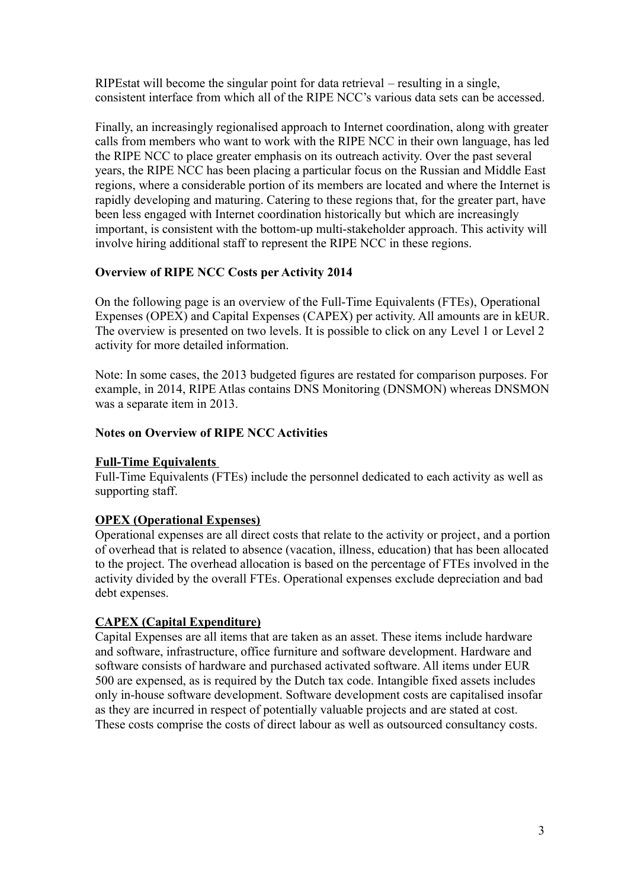RIPEstat will become the singular point for data retrieval – resulting in a single, consistent interface from which all of the RIPE NCC's various data sets can be accessed.

Finally, an increasingly regionalised approach to Internet coordination, along with greater calls from members who want to work with the RIPE NCC in their own language, has led the RIPE NCC to place greater emphasis on its outreach activity. Over the past several years, the RIPE NCC has been placing a particular focus on the Russian and Middle East regions, where a considerable portion of its members are located and where the Internet is rapidly developing and maturing. Catering to these regions that, for the greater part, have been less engaged with Internet coordination historically but which are increasingly important, is consistent with the bottom-up multi-stakeholder approach. This activity will involve hiring additional staff to represent the RIPE NCC in these regions.

**Overview of RIPE NCC Costs per Activity 2014**

On the following page is an overview of the Full-Time Equivalents (FTEs), Operational Expenses (OPEX) and Capital Expenses (CAPEX) per activity. All amounts are in kEUR. The overview is presented on two levels. It is possible to click on any Level 1 or Level 2 activity for more detailed information.

Note: In some cases, the 2013 budgeted figures are restated for comparison purposes. For example, in 2014, RIPE Atlas contains DNS Monitoring (DNSMON) whereas DNSMON was a separate item in 2013.

**Notes on Overview of RIPE NCC Activities**

**Full-Time Equivalents**

Full-Time Equivalents (FTEs) include the personnel dedicated to each activity as well as supporting staff.

**OPEX (Operational Expenses)**

Operational expenses are all direct costs that relate to the activity or project, and a portion of overhead that is related to absence (vacation, illness, education) that has been allocated to the project. The overhead allocation is based on the percentage of FTEs involved in the activity divided by the overall FTEs. Operational expenses exclude depreciation and bad debt expenses.

**CAPEX (Capital Expenditure)**

Capital Expenses are all items that are taken as an asset. These items include hardware and software, infrastructure, office furniture and software development. Hardware and software consists of hardware and purchased activated software. All items under EUR 500 are expensed, as is required by the Dutch tax code. Intangible fixed assets includes only in-house software development. Software development costs are capitalised insofar as they are incurred in respect of potentially valuable projects and are stated at cost. These costs comprise the costs of direct labour as well as outsourced consultancy costs.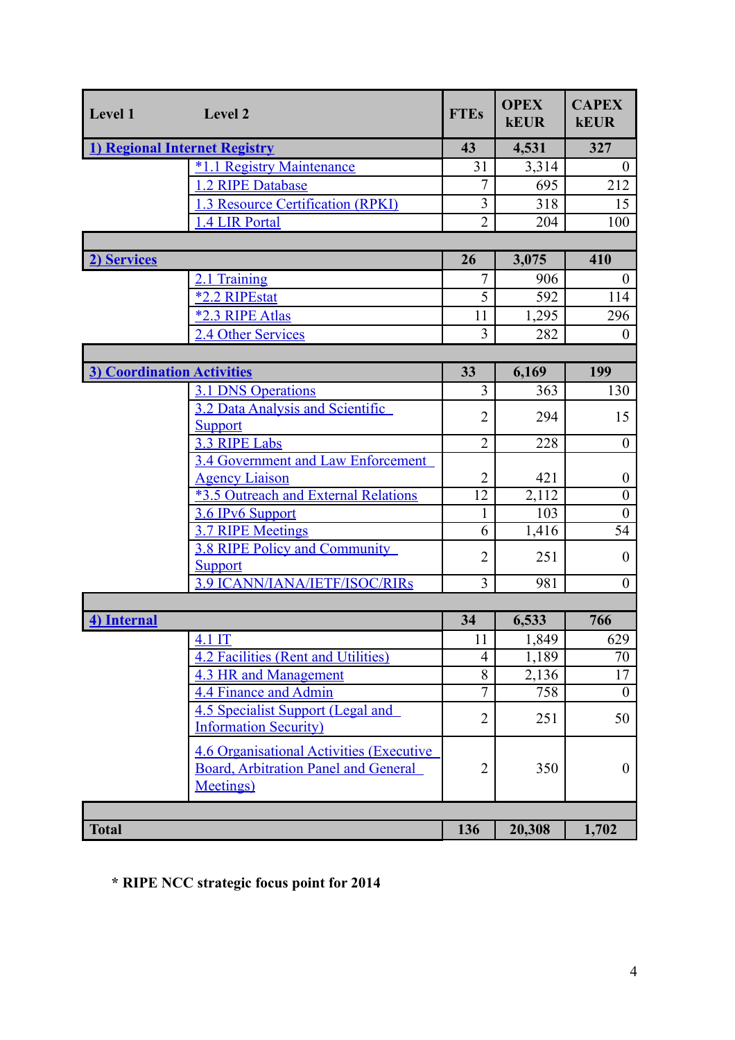| Level 1 | Level 2 | FTEs | OPEX kEUR | CAPEX kEUR |
|---|---|---|---|---|
| **1) Regional Internet Registry** | | **43** | **4,531** | **327** |
| | *1.1 Registry Maintenance | 31 | 3,314 | 0 |
| | 1.2 RIPE Database | 7 | 695 | 212 |
| | 1.3 Resource Certification (RPKI) | 3 | 318 | 15 |
| | 1.4 LIR Portal | 2 | 204 | 100 |
| | | | | |
| **2) Services** | | **26** | **3,075** | **410** |
| | 2.1 Training | 7 | 906 | 0 |
| | *2.2 RIPEstat | 5 | 592 | 114 |
| | *2.3 RIPE Atlas | 11 | 1,295 | 296 |
| | 2.4 Other Services | 3 | 282 | 0 |
| | | | | |
| **3) Coordination Activities** | | **33** | **6,169** | **199** |
| | 3.1 DNS Operations | 3 | 363 | 130 |
| | 3.2 Data Analysis and Scientific Support | 2 | 294 | 15 |
| | 3.3 RIPE Labs | 2 | 228 | 0 |
| | 3.4 Government and Law Enforcement Agency Liaison | 2 | 421 | 0 |
| | *3.5 Outreach and External Relations | 12 | 2,112 | 0 |
| | 3.6 IPv6 Support | 1 | 103 | 0 |
| | 3.7 RIPE Meetings | 6 | 1,416 | 54 |
| | 3.8 RIPE Policy and Community Support | 2 | 251 | 0 |
| | 3.9 ICANN/IANA/IETF/ISOC/RIRs | 3 | 981 | 0 |
| | | | | |
| **4) Internal** | | **34** | **6,533** | **766** |
| | 4.1 IT | 11 | 1,849 | 629 |
| | 4.2 Facilities (Rent and Utilities) | 4 | 1,189 | 70 |
| | 4.3 HR and Management | 8 | 2,136 | 17 |
| | 4.4 Finance and Admin | 7 | 758 | 0 |
| | 4.5 Specialist Support (Legal and Information Security) | 2 | 251 | 50 |
| | 4.6 Organisational Activities (Executive Board, Arbitration Panel and General Meetings) | 2 | 350 | 0 |
| | | | | |
| **Total** | | **136** | **20,308** | **1,702** |

**\* RIPE NCC strategic focus point for 2014**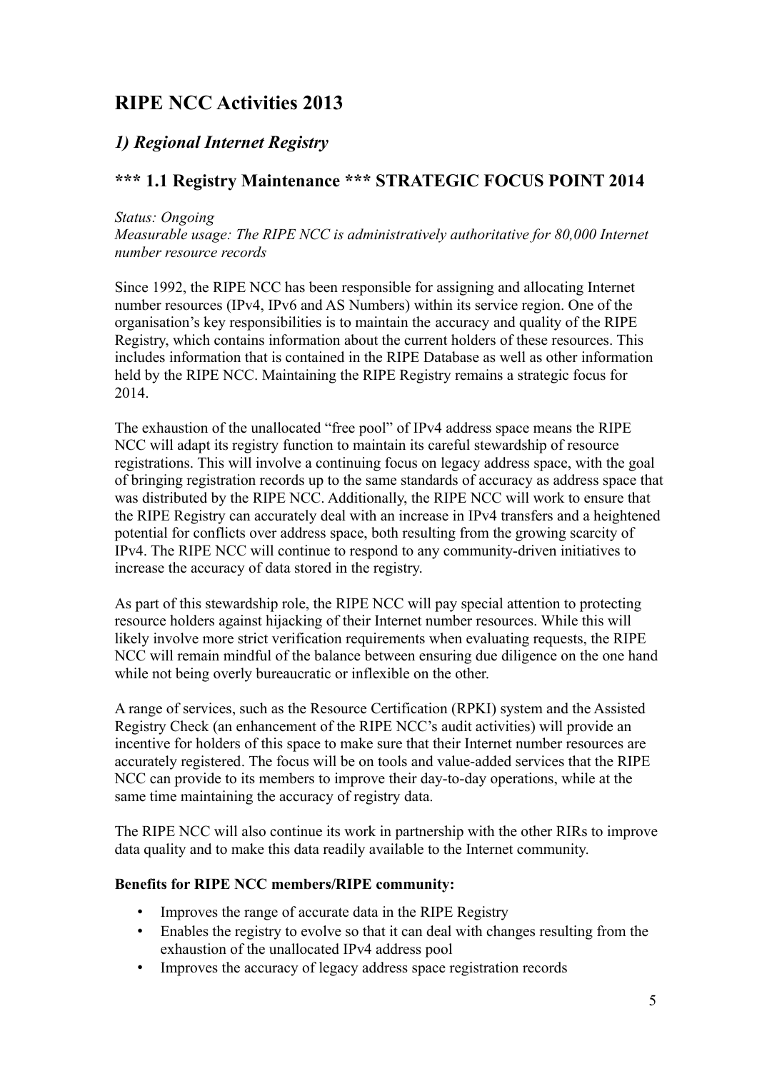# RIPE NCC Activities 2013

## *1) Regional Internet Registry*

## *** 1.1 Registry Maintenance *** STRATEGIC FOCUS POINT 2014

*Status: Ongoing*
*Measurable usage: The RIPE NCC is administratively authoritative for 80,000 Internet number resource records*

Since 1992, the RIPE NCC has been responsible for assigning and allocating Internet number resources (IPv4, IPv6 and AS Numbers) within its service region. One of the organisation's key responsibilities is to maintain the accuracy and quality of the RIPE Registry, which contains information about the current holders of these resources. This includes information that is contained in the RIPE Database as well as other information held by the RIPE NCC. Maintaining the RIPE Registry remains a strategic focus for 2014.

The exhaustion of the unallocated "free pool" of IPv4 address space means the RIPE NCC will adapt its registry function to maintain its careful stewardship of resource registrations. This will involve a continuing focus on legacy address space, with the goal of bringing registration records up to the same standards of accuracy as address space that was distributed by the RIPE NCC. Additionally, the RIPE NCC will work to ensure that the RIPE Registry can accurately deal with an increase in IPv4 transfers and a heightened potential for conflicts over address space, both resulting from the growing scarcity of IPv4. The RIPE NCC will continue to respond to any community-driven initiatives to increase the accuracy of data stored in the registry.

As part of this stewardship role, the RIPE NCC will pay special attention to protecting resource holders against hijacking of their Internet number resources. While this will likely involve more strict verification requirements when evaluating requests, the RIPE NCC will remain mindful of the balance between ensuring due diligence on the one hand while not being overly bureaucratic or inflexible on the other.

A range of services, such as the Resource Certification (RPKI) system and the Assisted Registry Check (an enhancement of the RIPE NCC's audit activities) will provide an incentive for holders of this space to make sure that their Internet number resources are accurately registered. The focus will be on tools and value-added services that the RIPE NCC can provide to its members to improve their day-to-day operations, while at the same time maintaining the accuracy of registry data.

The RIPE NCC will also continue its work in partnership with the other RIRs to improve data quality and to make this data readily available to the Internet community.

**Benefits for RIPE NCC members/RIPE community:**

- Improves the range of accurate data in the RIPE Registry
- Enables the registry to evolve so that it can deal with changes resulting from the exhaustion of the unallocated IPv4 address pool
- Improves the accuracy of legacy address space registration records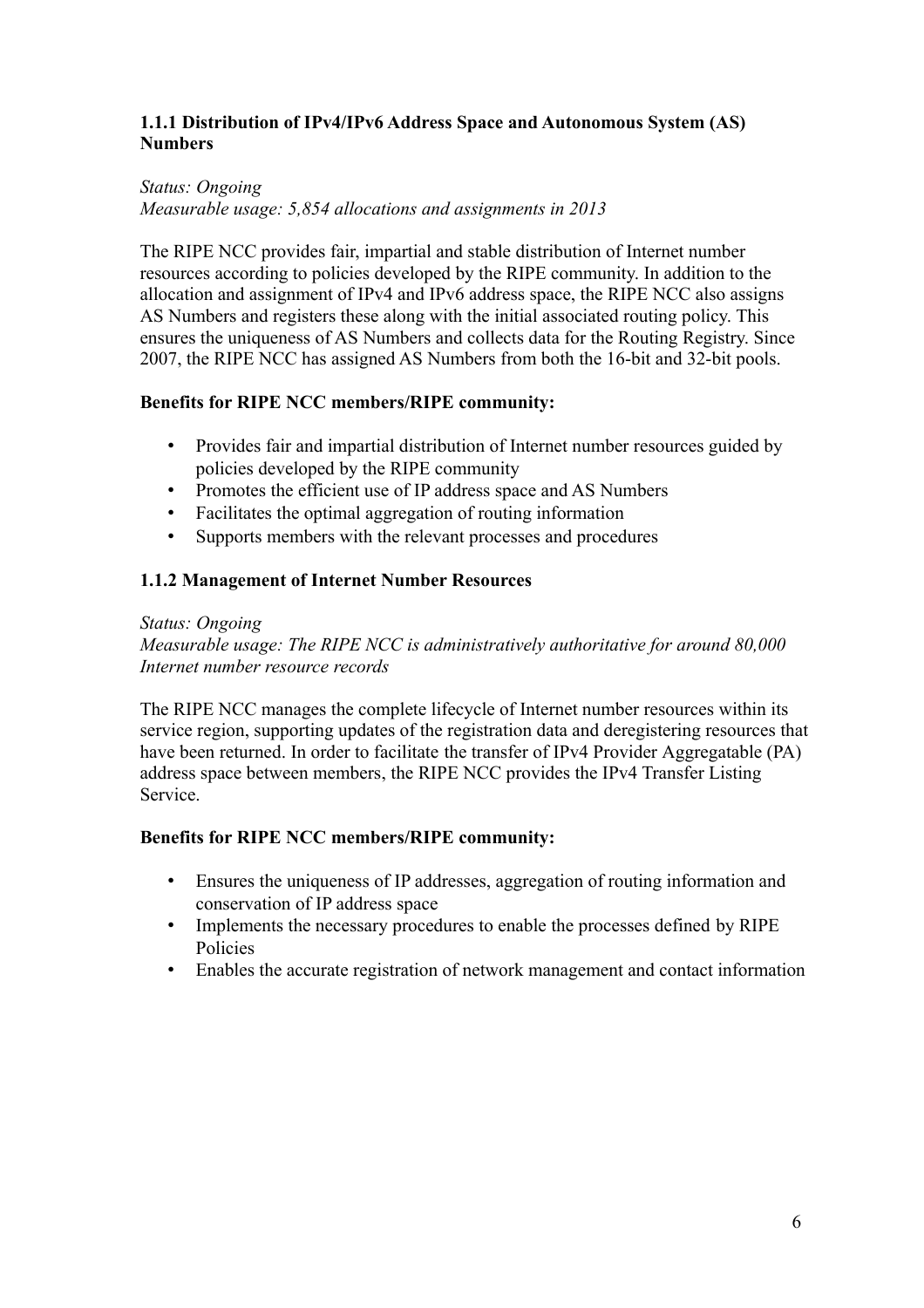### 1.1.1 Distribution of IPv4/IPv6 Address Space and Autonomous System (AS) Numbers

*Status: Ongoing*
*Measurable usage: 5,854 allocations and assignments in 2013*

The RIPE NCC provides fair, impartial and stable distribution of Internet number resources according to policies developed by the RIPE community. In addition to the allocation and assignment of IPv4 and IPv6 address space, the RIPE NCC also assigns AS Numbers and registers these along with the initial associated routing policy. This ensures the uniqueness of AS Numbers and collects data for the Routing Registry. Since 2007, the RIPE NCC has assigned AS Numbers from both the 16-bit and 32-bit pools.

**Benefits for RIPE NCC members/RIPE community:**

- Provides fair and impartial distribution of Internet number resources guided by policies developed by the RIPE community
- Promotes the efficient use of IP address space and AS Numbers
- Facilitates the optimal aggregation of routing information
- Supports members with the relevant processes and procedures

### 1.1.2 Management of Internet Number Resources

*Status: Ongoing*
*Measurable usage: The RIPE NCC is administratively authoritative for around 80,000 Internet number resource records*

The RIPE NCC manages the complete lifecycle of Internet number resources within its service region, supporting updates of the registration data and deregistering resources that have been returned. In order to facilitate the transfer of IPv4 Provider Aggregatable (PA) address space between members, the RIPE NCC provides the IPv4 Transfer Listing Service.

**Benefits for RIPE NCC members/RIPE community:**

- Ensures the uniqueness of IP addresses, aggregation of routing information and conservation of IP address space
- Implements the necessary procedures to enable the processes defined by RIPE Policies
- Enables the accurate registration of network management and contact information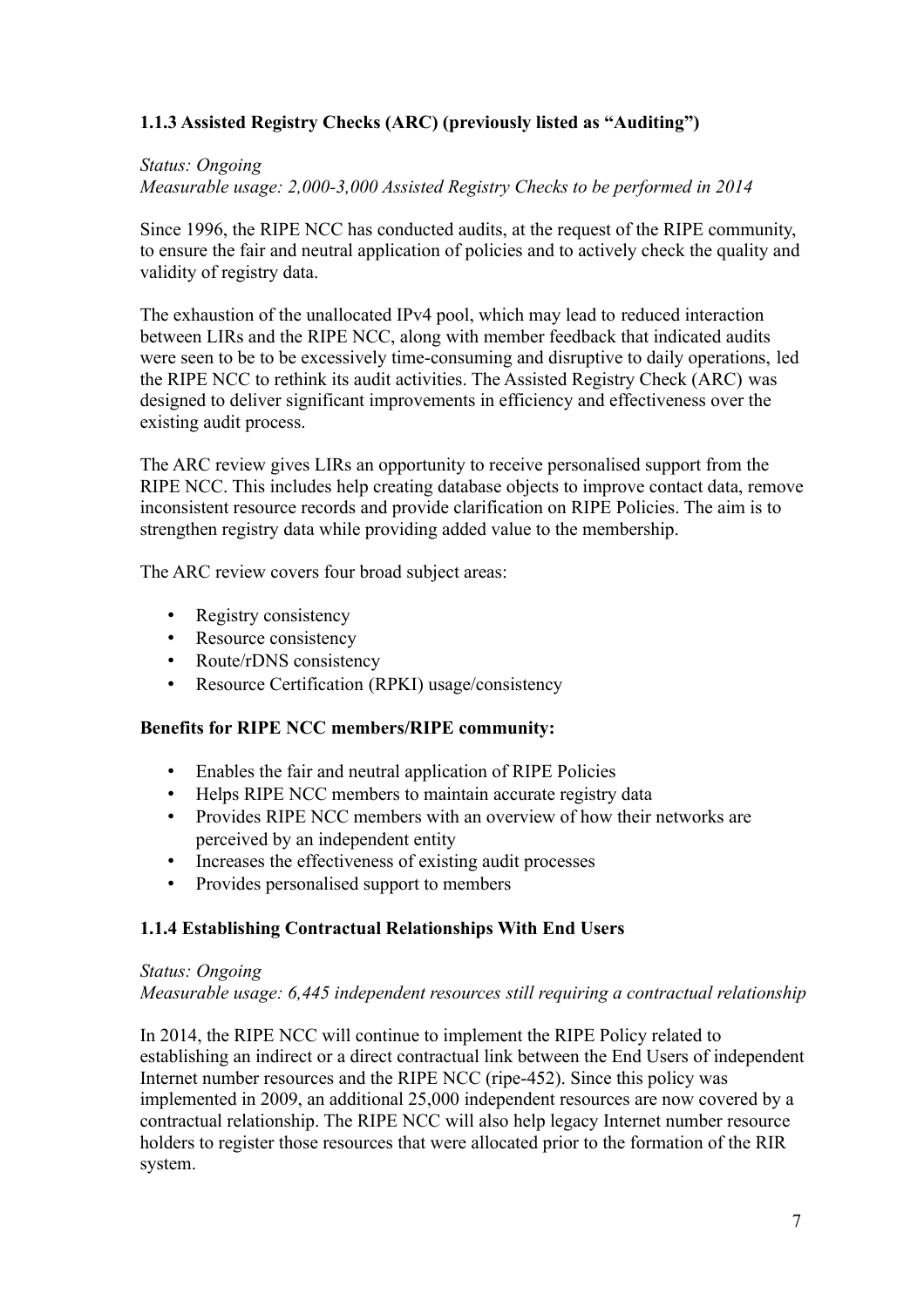### 1.1.3 Assisted Registry Checks (ARC) (previously listed as "Auditing")

*Status: Ongoing*
*Measurable usage: 2,000-3,000 Assisted Registry Checks to be performed in 2014*

Since 1996, the RIPE NCC has conducted audits, at the request of the RIPE community, to ensure the fair and neutral application of policies and to actively check the quality and validity of registry data.

The exhaustion of the unallocated IPv4 pool, which may lead to reduced interaction between LIRs and the RIPE NCC, along with member feedback that indicated audits were seen to be to be excessively time-consuming and disruptive to daily operations, led the RIPE NCC to rethink its audit activities. The Assisted Registry Check (ARC) was designed to deliver significant improvements in efficiency and effectiveness over the existing audit process.

The ARC review gives LIRs an opportunity to receive personalised support from the RIPE NCC. This includes help creating database objects to improve contact data, remove inconsistent resource records and provide clarification on RIPE Policies. The aim is to strengthen registry data while providing added value to the membership.

The ARC review covers four broad subject areas:

- Registry consistency
- Resource consistency
- Route/rDNS consistency
- Resource Certification (RPKI) usage/consistency

**Benefits for RIPE NCC members/RIPE community:**

- Enables the fair and neutral application of RIPE Policies
- Helps RIPE NCC members to maintain accurate registry data
- Provides RIPE NCC members with an overview of how their networks are perceived by an independent entity
- Increases the effectiveness of existing audit processes
- Provides personalised support to members

### 1.1.4 Establishing Contractual Relationships With End Users

*Status: Ongoing*
*Measurable usage: 6,445 independent resources still requiring a contractual relationship*

In 2014, the RIPE NCC will continue to implement the RIPE Policy related to establishing an indirect or a direct contractual link between the End Users of independent Internet number resources and the RIPE NCC (ripe-452). Since this policy was implemented in 2009, an additional 25,000 independent resources are now covered by a contractual relationship. The RIPE NCC will also help legacy Internet number resource holders to register those resources that were allocated prior to the formation of the RIR system.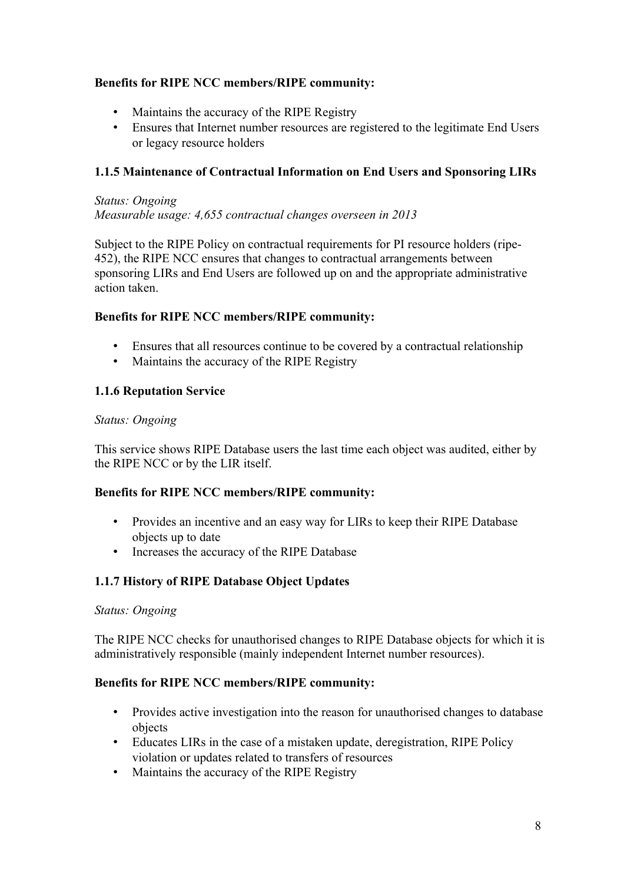**Benefits for RIPE NCC members/RIPE community:**

- Maintains the accuracy of the RIPE Registry
- Ensures that Internet number resources are registered to the legitimate End Users or legacy resource holders

### 1.1.5 Maintenance of Contractual Information on End Users and Sponsoring LIRs

*Status: Ongoing*
*Measurable usage: 4,655 contractual changes overseen in 2013*

Subject to the RIPE Policy on contractual requirements for PI resource holders (ripe-452), the RIPE NCC ensures that changes to contractual arrangements between sponsoring LIRs and End Users are followed up on and the appropriate administrative action taken.

**Benefits for RIPE NCC members/RIPE community:**

- Ensures that all resources continue to be covered by a contractual relationship
- Maintains the accuracy of the RIPE Registry

### 1.1.6 Reputation Service

*Status: Ongoing*

This service shows RIPE Database users the last time each object was audited, either by the RIPE NCC or by the LIR itself.

**Benefits for RIPE NCC members/RIPE community:**

- Provides an incentive and an easy way for LIRs to keep their RIPE Database objects up to date
- Increases the accuracy of the RIPE Database

### 1.1.7 History of RIPE Database Object Updates

*Status: Ongoing*

The RIPE NCC checks for unauthorised changes to RIPE Database objects for which it is administratively responsible (mainly independent Internet number resources).

**Benefits for RIPE NCC members/RIPE community:**

- Provides active investigation into the reason for unauthorised changes to database objects
- Educates LIRs in the case of a mistaken update, deregistration, RIPE Policy violation or updates related to transfers of resources
- Maintains the accuracy of the RIPE Registry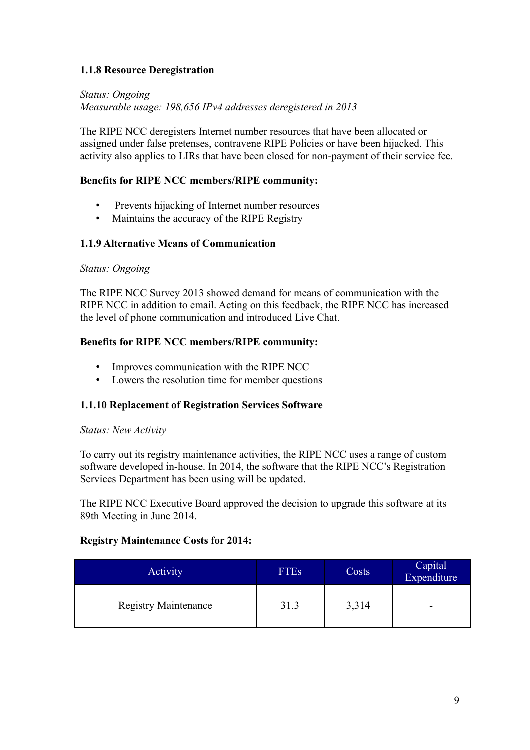#### 1.1.8 Resource Deregistration

*Status: Ongoing*
*Measurable usage: 198,656 IPv4 addresses deregistered in 2013*

The RIPE NCC deregisters Internet number resources that have been allocated or assigned under false pretenses, contravene RIPE Policies or have been hijacked. This activity also applies to LIRs that have been closed for non-payment of their service fee.

**Benefits for RIPE NCC members/RIPE community:**

- Prevents hijacking of Internet number resources
- Maintains the accuracy of the RIPE Registry

#### 1.1.9 Alternative Means of Communication

*Status: Ongoing*

The RIPE NCC Survey 2013 showed demand for means of communication with the RIPE NCC in addition to email. Acting on this feedback, the RIPE NCC has increased the level of phone communication and introduced Live Chat.

**Benefits for RIPE NCC members/RIPE community:**

- Improves communication with the RIPE NCC
- Lowers the resolution time for member questions

#### 1.1.10 Replacement of Registration Services Software

*Status: New Activity*

To carry out its registry maintenance activities, the RIPE NCC uses a range of custom software developed in-house. In 2014, the software that the RIPE NCC's Registration Services Department has been using will be updated.

The RIPE NCC Executive Board approved the decision to upgrade this software at its 89th Meeting in June 2014.

**Registry Maintenance Costs for 2014:**

| Activity | FTEs | Costs | Capital Expenditure |
|---|---|---|---|
| Registry Maintenance | 31.3 | 3,314 | - |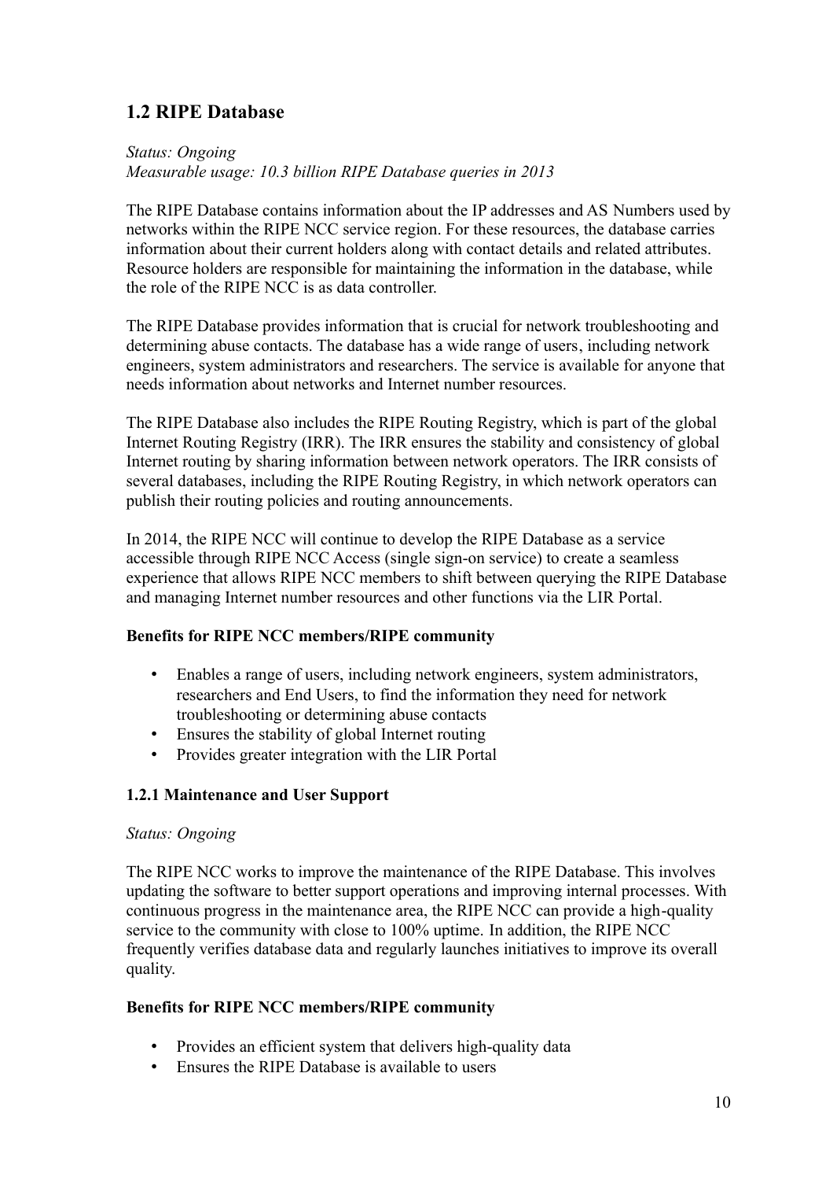## 1.2 RIPE Database

*Status: Ongoing*
*Measurable usage: 10.3 billion RIPE Database queries in 2013*

The RIPE Database contains information about the IP addresses and AS Numbers used by networks within the RIPE NCC service region. For these resources, the database carries information about their current holders along with contact details and related attributes. Resource holders are responsible for maintaining the information in the database, while the role of the RIPE NCC is as data controller.

The RIPE Database provides information that is crucial for network troubleshooting and determining abuse contacts. The database has a wide range of users, including network engineers, system administrators and researchers. The service is available for anyone that needs information about networks and Internet number resources.

The RIPE Database also includes the RIPE Routing Registry, which is part of the global Internet Routing Registry (IRR). The IRR ensures the stability and consistency of global Internet routing by sharing information between network operators. The IRR consists of several databases, including the RIPE Routing Registry, in which network operators can publish their routing policies and routing announcements.

In 2014, the RIPE NCC will continue to develop the RIPE Database as a service accessible through RIPE NCC Access (single sign-on service) to create a seamless experience that allows RIPE NCC members to shift between querying the RIPE Database and managing Internet number resources and other functions via the LIR Portal.

**Benefits for RIPE NCC members/RIPE community**

- Enables a range of users, including network engineers, system administrators, researchers and End Users, to find the information they need for network troubleshooting or determining abuse contacts
- Ensures the stability of global Internet routing
- Provides greater integration with the LIR Portal

### 1.2.1 Maintenance and User Support

*Status: Ongoing*

The RIPE NCC works to improve the maintenance of the RIPE Database. This involves updating the software to better support operations and improving internal processes. With continuous progress in the maintenance area, the RIPE NCC can provide a high-quality service to the community with close to 100% uptime. In addition, the RIPE NCC frequently verifies database data and regularly launches initiatives to improve its overall quality.

**Benefits for RIPE NCC members/RIPE community**

- Provides an efficient system that delivers high-quality data
- Ensures the RIPE Database is available to users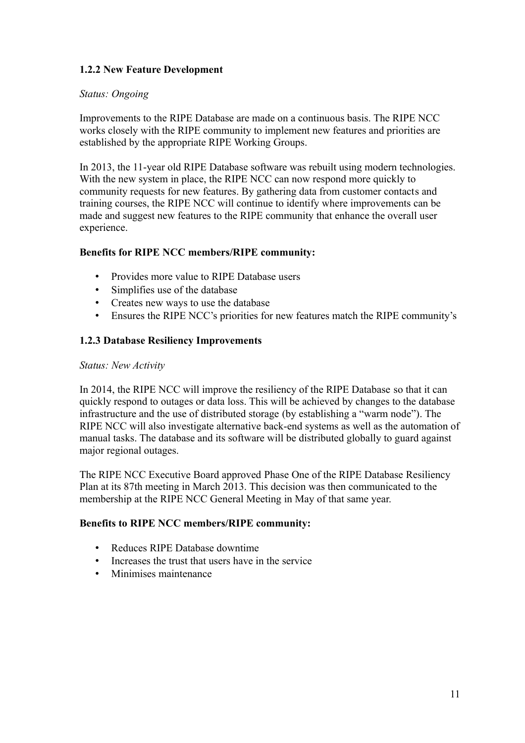### 1.2.2 New Feature Development

*Status: Ongoing*

Improvements to the RIPE Database are made on a continuous basis. The RIPE NCC works closely with the RIPE community to implement new features and priorities are established by the appropriate RIPE Working Groups.

In 2013, the 11-year old RIPE Database software was rebuilt using modern technologies. With the new system in place, the RIPE NCC can now respond more quickly to community requests for new features. By gathering data from customer contacts and training courses, the RIPE NCC will continue to identify where improvements can be made and suggest new features to the RIPE community that enhance the overall user experience.

**Benefits for RIPE NCC members/RIPE community:**

- Provides more value to RIPE Database users
- Simplifies use of the database
- Creates new ways to use the database
- Ensures the RIPE NCC's priorities for new features match the RIPE community's

### 1.2.3 Database Resiliency Improvements

*Status: New Activity*

In 2014, the RIPE NCC will improve the resiliency of the RIPE Database so that it can quickly respond to outages or data loss. This will be achieved by changes to the database infrastructure and the use of distributed storage (by establishing a "warm node"). The RIPE NCC will also investigate alternative back-end systems as well as the automation of manual tasks. The database and its software will be distributed globally to guard against major regional outages.

The RIPE NCC Executive Board approved Phase One of the RIPE Database Resiliency Plan at its 87th meeting in March 2013. This decision was then communicated to the membership at the RIPE NCC General Meeting in May of that same year.

**Benefits to RIPE NCC members/RIPE community:**

- Reduces RIPE Database downtime
- Increases the trust that users have in the service
- Minimises maintenance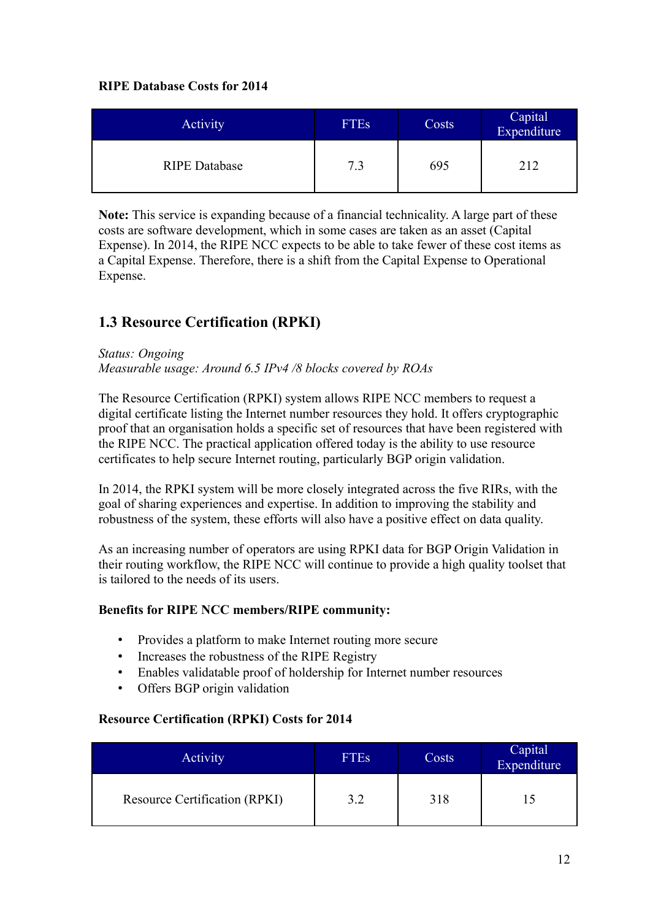**RIPE Database Costs for 2014**

| Activity | FTEs | Costs | Capital Expenditure |
|---|---|---|---|
| RIPE Database | 7.3 | 695 | 212 |

**Note:** This service is expanding because of a financial technicality. A large part of these costs are software development, which in some cases are taken as an asset (Capital Expense). In 2014, the RIPE NCC expects to be able to take fewer of these cost items as a Capital Expense. Therefore, there is a shift from the Capital Expense to Operational Expense.

## 1.3 Resource Certification (RPKI)

*Status: Ongoing*
*Measurable usage: Around 6.5 IPv4 /8 blocks covered by ROAs*

The Resource Certification (RPKI) system allows RIPE NCC members to request a digital certificate listing the Internet number resources they hold. It offers cryptographic proof that an organisation holds a specific set of resources that have been registered with the RIPE NCC. The practical application offered today is the ability to use resource certificates to help secure Internet routing, particularly BGP origin validation.

In 2014, the RPKI system will be more closely integrated across the five RIRs, with the goal of sharing experiences and expertise. In addition to improving the stability and robustness of the system, these efforts will also have a positive effect on data quality.

As an increasing number of operators are using RPKI data for BGP Origin Validation in their routing workflow, the RIPE NCC will continue to provide a high quality toolset that is tailored to the needs of its users.

**Benefits for RIPE NCC members/RIPE community:**

- Provides a platform to make Internet routing more secure
- Increases the robustness of the RIPE Registry
- Enables validatable proof of holdership for Internet number resources
- Offers BGP origin validation

**Resource Certification (RPKI) Costs for 2014**

| Activity | FTEs | Costs | Capital Expenditure |
|---|---|---|---|
| Resource Certification (RPKI) | 3.2 | 318 | 15 |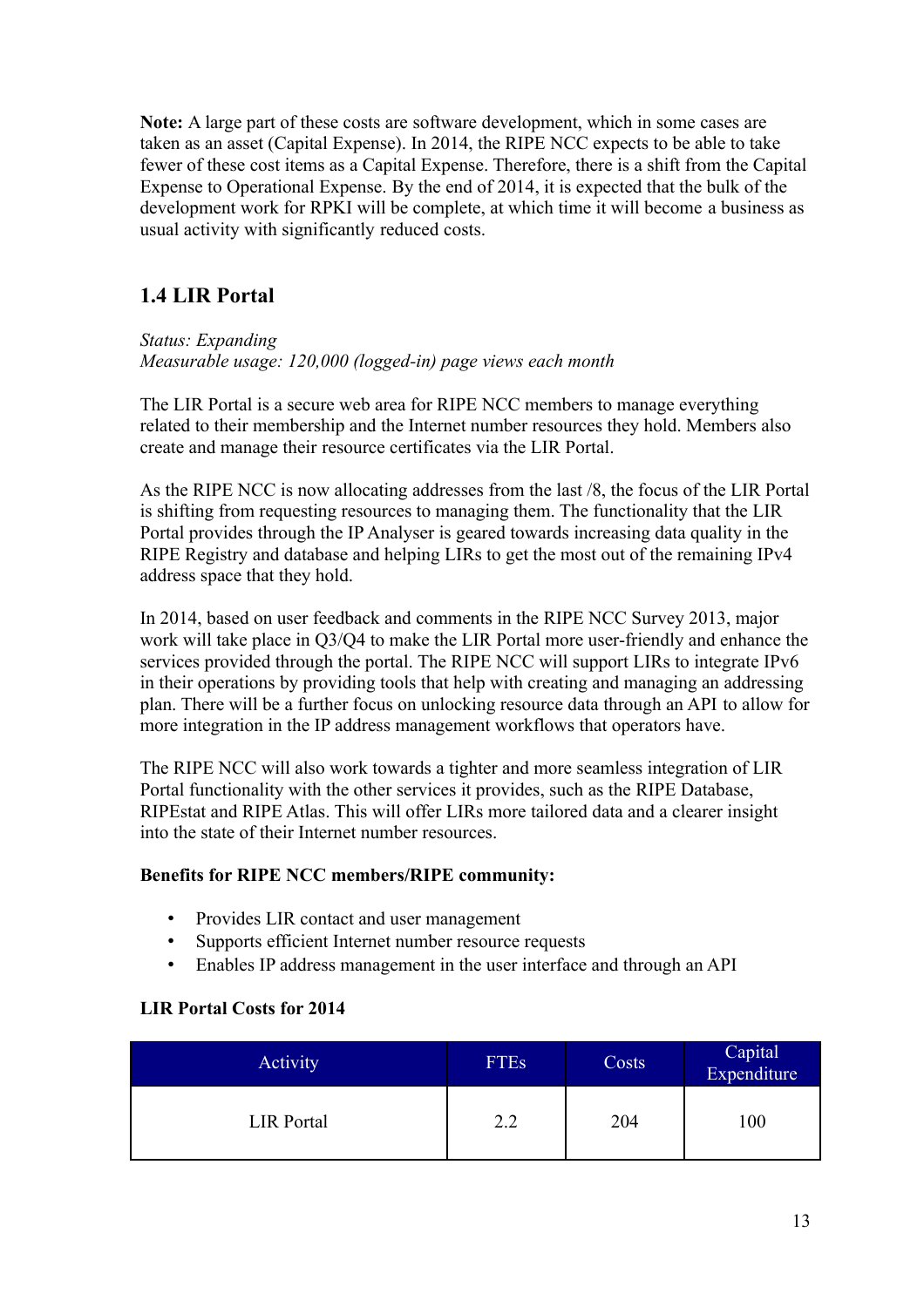**Note:** A large part of these costs are software development, which in some cases are taken as an asset (Capital Expense). In 2014, the RIPE NCC expects to be able to take fewer of these cost items as a Capital Expense. Therefore, there is a shift from the Capital Expense to Operational Expense. By the end of 2014, it is expected that the bulk of the development work for RPKI will be complete, at which time it will become a business as usual activity with significantly reduced costs.

## 1.4 LIR Portal

*Status: Expanding*
*Measurable usage: 120,000 (logged-in) page views each month*

The LIR Portal is a secure web area for RIPE NCC members to manage everything related to their membership and the Internet number resources they hold. Members also create and manage their resource certificates via the LIR Portal.

As the RIPE NCC is now allocating addresses from the last /8, the focus of the LIR Portal is shifting from requesting resources to managing them. The functionality that the LIR Portal provides through the IP Analyser is geared towards increasing data quality in the RIPE Registry and database and helping LIRs to get the most out of the remaining IPv4 address space that they hold.

In 2014, based on user feedback and comments in the RIPE NCC Survey 2013, major work will take place in Q3/Q4 to make the LIR Portal more user-friendly and enhance the services provided through the portal. The RIPE NCC will support LIRs to integrate IPv6 in their operations by providing tools that help with creating and managing an addressing plan. There will be a further focus on unlocking resource data through an API to allow for more integration in the IP address management workflows that operators have.

The RIPE NCC will also work towards a tighter and more seamless integration of LIR Portal functionality with the other services it provides, such as the RIPE Database, RIPEstat and RIPE Atlas. This will offer LIRs more tailored data and a clearer insight into the state of their Internet number resources.

**Benefits for RIPE NCC members/RIPE community:**

- Provides LIR contact and user management
- Supports efficient Internet number resource requests
- Enables IP address management in the user interface and through an API

**LIR Portal Costs for 2014**

| Activity | FTEs | Costs | Capital Expenditure |
|---|---|---|---|
| LIR Portal | 2.2 | 204 | 100 |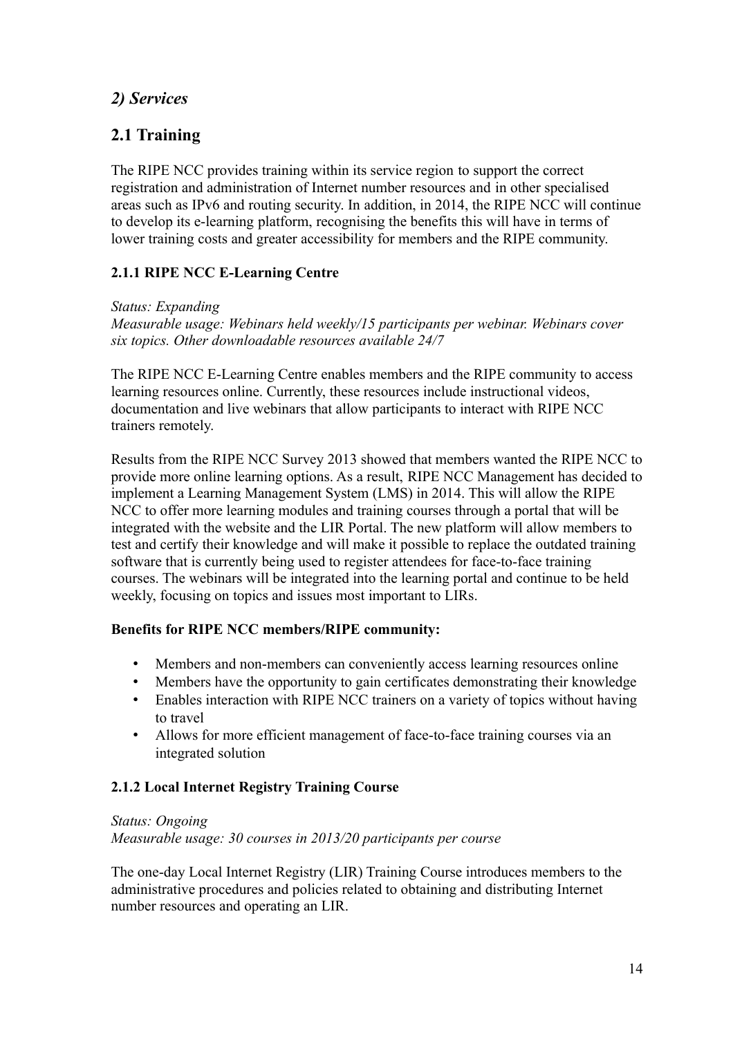## *2) Services*

## 2.1 Training

The RIPE NCC provides training within its service region to support the correct registration and administration of Internet number resources and in other specialised areas such as IPv6 and routing security. In addition, in 2014, the RIPE NCC will continue to develop its e-learning platform, recognising the benefits this will have in terms of lower training costs and greater accessibility for members and the RIPE community.

### 2.1.1 RIPE NCC E-Learning Centre

*Status: Expanding*
*Measurable usage: Webinars held weekly/15 participants per webinar. Webinars cover six topics. Other downloadable resources available 24/7*

The RIPE NCC E-Learning Centre enables members and the RIPE community to access learning resources online. Currently, these resources include instructional videos, documentation and live webinars that allow participants to interact with RIPE NCC trainers remotely.

Results from the RIPE NCC Survey 2013 showed that members wanted the RIPE NCC to provide more online learning options. As a result, RIPE NCC Management has decided to implement a Learning Management System (LMS) in 2014. This will allow the RIPE NCC to offer more learning modules and training courses through a portal that will be integrated with the website and the LIR Portal. The new platform will allow members to test and certify their knowledge and will make it possible to replace the outdated training software that is currently being used to register attendees for face-to-face training courses. The webinars will be integrated into the learning portal and continue to be held weekly, focusing on topics and issues most important to LIRs.

**Benefits for RIPE NCC members/RIPE community:**

- Members and non-members can conveniently access learning resources online
- Members have the opportunity to gain certificates demonstrating their knowledge
- Enables interaction with RIPE NCC trainers on a variety of topics without having to travel
- Allows for more efficient management of face-to-face training courses via an integrated solution

### 2.1.2 Local Internet Registry Training Course

*Status: Ongoing*
*Measurable usage: 30 courses in 2013/20 participants per course*

The one-day Local Internet Registry (LIR) Training Course introduces members to the administrative procedures and policies related to obtaining and distributing Internet number resources and operating an LIR.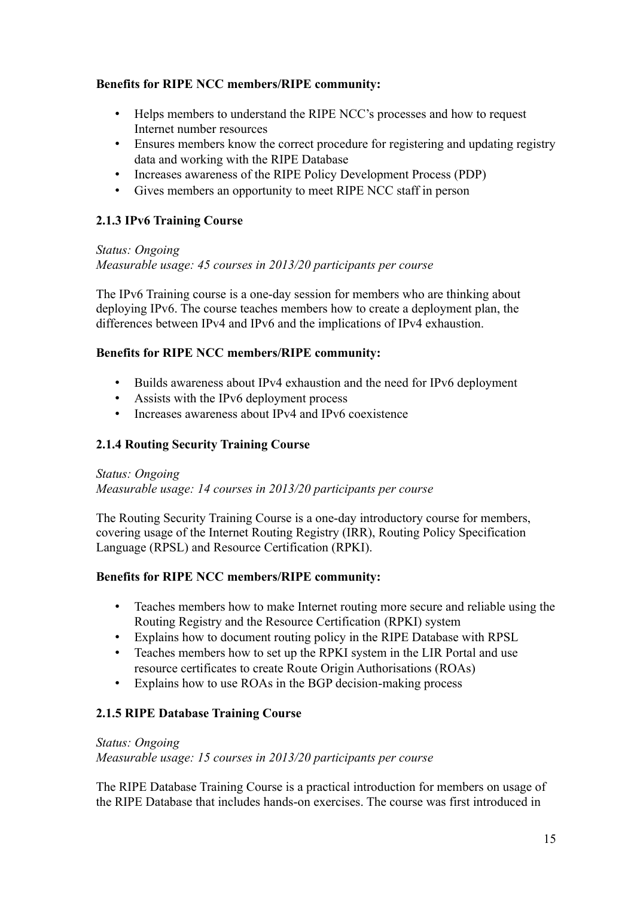**Benefits for RIPE NCC members/RIPE community:**

- Helps members to understand the RIPE NCC's processes and how to request Internet number resources
- Ensures members know the correct procedure for registering and updating registry data and working with the RIPE Database
- Increases awareness of the RIPE Policy Development Process (PDP)
- Gives members an opportunity to meet RIPE NCC staff in person

### 2.1.3 IPv6 Training Course

*Status: Ongoing*
*Measurable usage: 45 courses in 2013/20 participants per course*

The IPv6 Training course is a one-day session for members who are thinking about deploying IPv6. The course teaches members how to create a deployment plan, the differences between IPv4 and IPv6 and the implications of IPv4 exhaustion.

**Benefits for RIPE NCC members/RIPE community:**

- Builds awareness about IPv4 exhaustion and the need for IPv6 deployment
- Assists with the IPv6 deployment process
- Increases awareness about IPv4 and IPv6 coexistence

### 2.1.4 Routing Security Training Course

*Status: Ongoing*
*Measurable usage: 14 courses in 2013/20 participants per course*

The Routing Security Training Course is a one-day introductory course for members, covering usage of the Internet Routing Registry (IRR), Routing Policy Specification Language (RPSL) and Resource Certification (RPKI).

**Benefits for RIPE NCC members/RIPE community:**

- Teaches members how to make Internet routing more secure and reliable using the Routing Registry and the Resource Certification (RPKI) system
- Explains how to document routing policy in the RIPE Database with RPSL
- Teaches members how to set up the RPKI system in the LIR Portal and use resource certificates to create Route Origin Authorisations (ROAs)
- Explains how to use ROAs in the BGP decision-making process

### 2.1.5 RIPE Database Training Course

*Status: Ongoing*
*Measurable usage: 15 courses in 2013/20 participants per course*

The RIPE Database Training Course is a practical introduction for members on usage of the RIPE Database that includes hands-on exercises. The course was first introduced in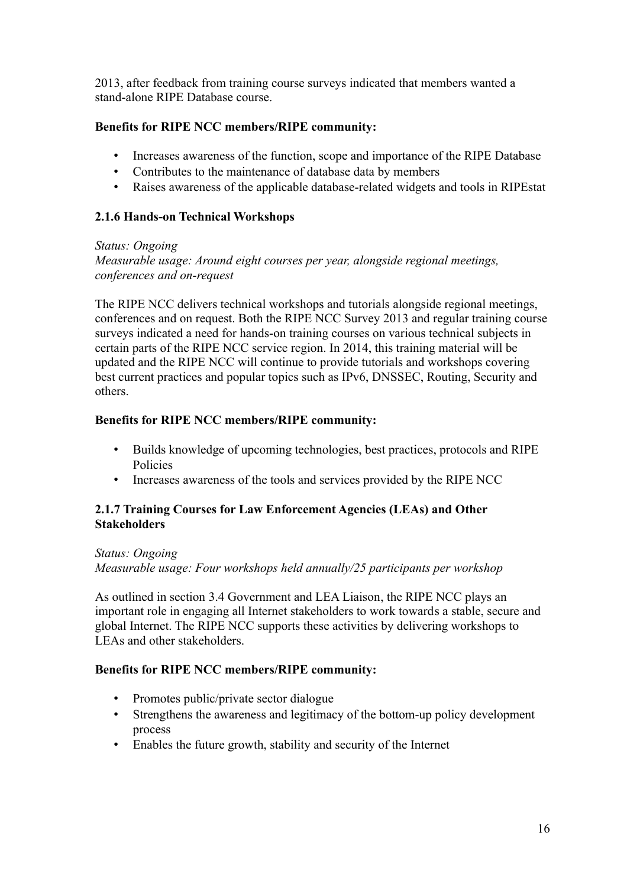2013, after feedback from training course surveys indicated that members wanted a stand-alone RIPE Database course.

**Benefits for RIPE NCC members/RIPE community:**

- Increases awareness of the function, scope and importance of the RIPE Database
- Contributes to the maintenance of database data by members
- Raises awareness of the applicable database-related widgets and tools in RIPEstat

### 2.1.6 Hands-on Technical Workshops

*Status: Ongoing*
*Measurable usage: Around eight courses per year, alongside regional meetings, conferences and on-request*

The RIPE NCC delivers technical workshops and tutorials alongside regional meetings, conferences and on request. Both the RIPE NCC Survey 2013 and regular training course surveys indicated a need for hands-on training courses on various technical subjects in certain parts of the RIPE NCC service region. In 2014, this training material will be updated and the RIPE NCC will continue to provide tutorials and workshops covering best current practices and popular topics such as IPv6, DNSSEC, Routing, Security and others.

**Benefits for RIPE NCC members/RIPE community:**

- Builds knowledge of upcoming technologies, best practices, protocols and RIPE Policies
- Increases awareness of the tools and services provided by the RIPE NCC

### 2.1.7 Training Courses for Law Enforcement Agencies (LEAs) and Other Stakeholders

*Status: Ongoing*
*Measurable usage: Four workshops held annually/25 participants per workshop*

As outlined in section 3.4 Government and LEA Liaison, the RIPE NCC plays an important role in engaging all Internet stakeholders to work towards a stable, secure and global Internet. The RIPE NCC supports these activities by delivering workshops to LEAs and other stakeholders.

**Benefits for RIPE NCC members/RIPE community:**

- Promotes public/private sector dialogue
- Strengthens the awareness and legitimacy of the bottom-up policy development process
- Enables the future growth, stability and security of the Internet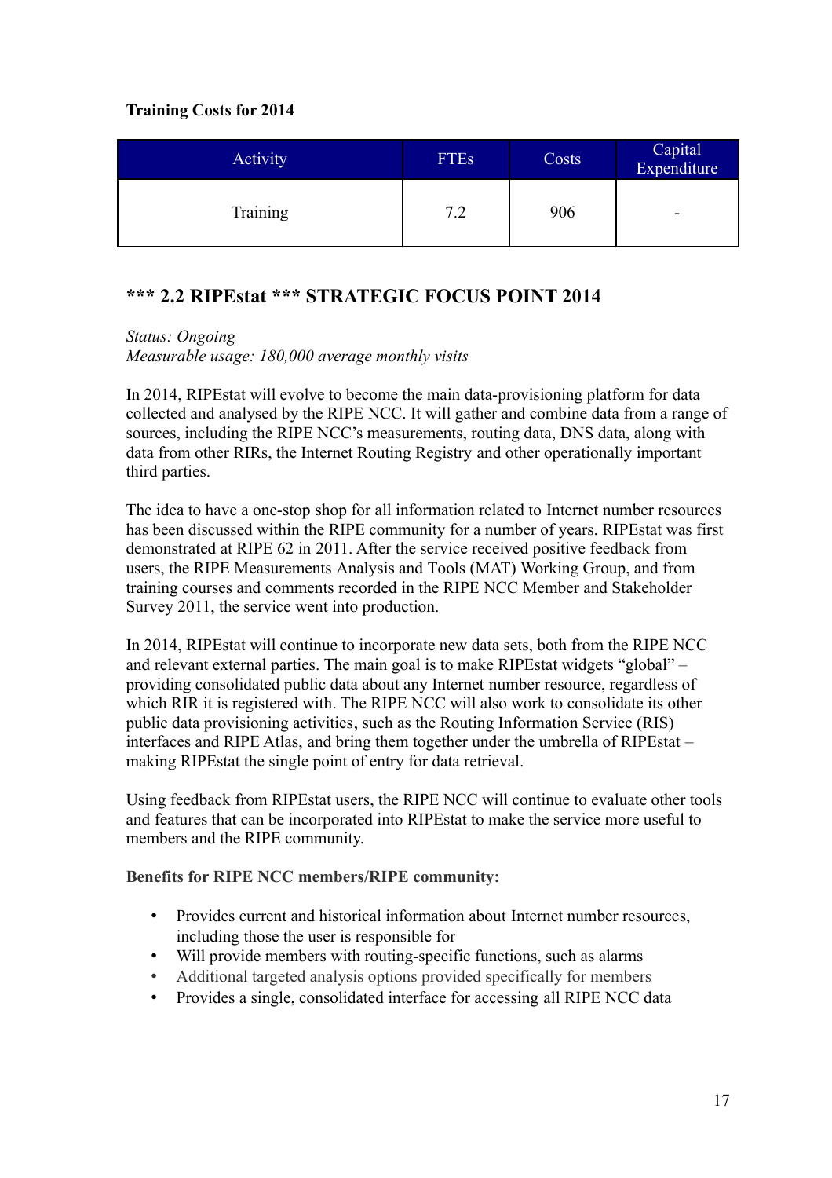**Training Costs for 2014**

| Activity | FTEs | Costs | Capital Expenditure |
|---|---|---|---|
| Training | 7.2 | 906 | - |

## *** 2.2 RIPEstat *** STRATEGIC FOCUS POINT 2014

*Status: Ongoing*
*Measurable usage: 180,000 average monthly visits*

In 2014, RIPEstat will evolve to become the main data-provisioning platform for data collected and analysed by the RIPE NCC. It will gather and combine data from a range of sources, including the RIPE NCC's measurements, routing data, DNS data, along with data from other RIRs, the Internet Routing Registry and other operationally important third parties.

The idea to have a one-stop shop for all information related to Internet number resources has been discussed within the RIPE community for a number of years. RIPEstat was first demonstrated at RIPE 62 in 2011. After the service received positive feedback from users, the RIPE Measurements Analysis and Tools (MAT) Working Group, and from training courses and comments recorded in the RIPE NCC Member and Stakeholder Survey 2011, the service went into production.

In 2014, RIPEstat will continue to incorporate new data sets, both from the RIPE NCC and relevant external parties. The main goal is to make RIPEstat widgets "global" – providing consolidated public data about any Internet number resource, regardless of which RIR it is registered with. The RIPE NCC will also work to consolidate its other public data provisioning activities, such as the Routing Information Service (RIS) interfaces and RIPE Atlas, and bring them together under the umbrella of RIPEstat – making RIPEstat the single point of entry for data retrieval.

Using feedback from RIPEstat users, the RIPE NCC will continue to evaluate other tools and features that can be incorporated into RIPEstat to make the service more useful to members and the RIPE community.

**Benefits for RIPE NCC members/RIPE community:**

- Provides current and historical information about Internet number resources, including those the user is responsible for
- Will provide members with routing-specific functions, such as alarms
- Additional targeted analysis options provided specifically for members
- Provides a single, consolidated interface for accessing all RIPE NCC data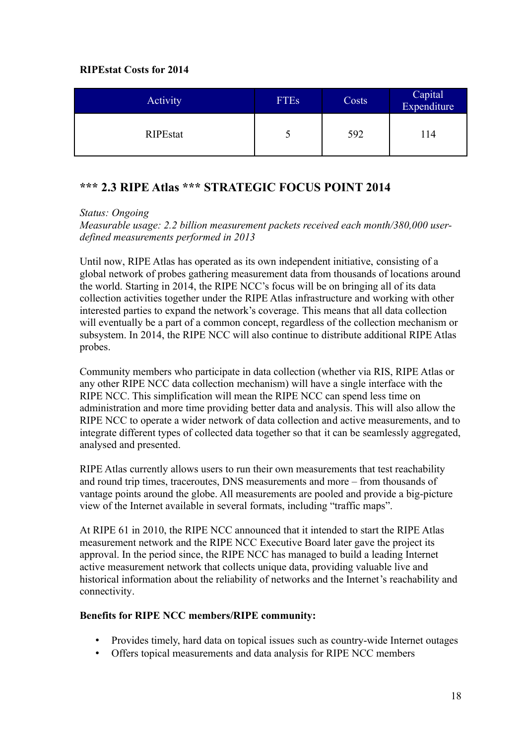**RIPEstat Costs for 2014**

| Activity | FTEs | Costs | Capital Expenditure |
|---|---|---|---|
| RIPEstat | 5 | 592 | 114 |

## *** 2.3 RIPE Atlas *** STRATEGIC FOCUS POINT 2014

*Status: Ongoing*
*Measurable usage: 2.2 billion measurement packets received each month/380,000 user-defined measurements performed in 2013*

Until now, RIPE Atlas has operated as its own independent initiative, consisting of a global network of probes gathering measurement data from thousands of locations around the world. Starting in 2014, the RIPE NCC's focus will be on bringing all of its data collection activities together under the RIPE Atlas infrastructure and working with other interested parties to expand the network's coverage. This means that all data collection will eventually be a part of a common concept, regardless of the collection mechanism or subsystem. In 2014, the RIPE NCC will also continue to distribute additional RIPE Atlas probes.

Community members who participate in data collection (whether via RIS, RIPE Atlas or any other RIPE NCC data collection mechanism) will have a single interface with the RIPE NCC. This simplification will mean the RIPE NCC can spend less time on administration and more time providing better data and analysis. This will also allow the RIPE NCC to operate a wider network of data collection and active measurements, and to integrate different types of collected data together so that it can be seamlessly aggregated, analysed and presented.

RIPE Atlas currently allows users to run their own measurements that test reachability and round trip times, traceroutes, DNS measurements and more – from thousands of vantage points around the globe. All measurements are pooled and provide a big-picture view of the Internet available in several formats, including "traffic maps".

At RIPE 61 in 2010, the RIPE NCC announced that it intended to start the RIPE Atlas measurement network and the RIPE NCC Executive Board later gave the project its approval. In the period since, the RIPE NCC has managed to build a leading Internet active measurement network that collects unique data, providing valuable live and historical information about the reliability of networks and the Internet's reachability and connectivity.

**Benefits for RIPE NCC members/RIPE community:**

- Provides timely, hard data on topical issues such as country-wide Internet outages
- Offers topical measurements and data analysis for RIPE NCC members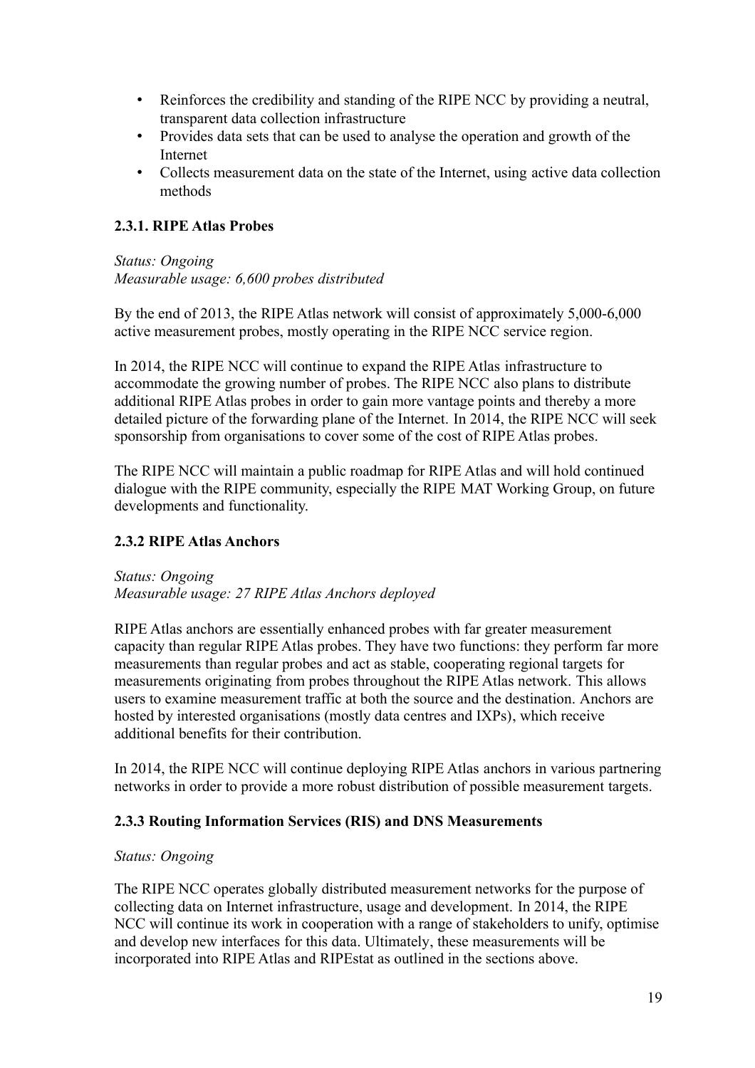- Reinforces the credibility and standing of the RIPE NCC by providing a neutral, transparent data collection infrastructure
- Provides data sets that can be used to analyse the operation and growth of the Internet
- Collects measurement data on the state of the Internet, using active data collection methods

### 2.3.1. RIPE Atlas Probes

*Status: Ongoing*
*Measurable usage: 6,600 probes distributed*

By the end of 2013, the RIPE Atlas network will consist of approximately 5,000-6,000 active measurement probes, mostly operating in the RIPE NCC service region.

In 2014, the RIPE NCC will continue to expand the RIPE Atlas infrastructure to accommodate the growing number of probes. The RIPE NCC also plans to distribute additional RIPE Atlas probes in order to gain more vantage points and thereby a more detailed picture of the forwarding plane of the Internet. In 2014, the RIPE NCC will seek sponsorship from organisations to cover some of the cost of RIPE Atlas probes.

The RIPE NCC will maintain a public roadmap for RIPE Atlas and will hold continued dialogue with the RIPE community, especially the RIPE MAT Working Group, on future developments and functionality.

### 2.3.2 RIPE Atlas Anchors

*Status: Ongoing*
*Measurable usage: 27 RIPE Atlas Anchors deployed*

RIPE Atlas anchors are essentially enhanced probes with far greater measurement capacity than regular RIPE Atlas probes. They have two functions: they perform far more measurements than regular probes and act as stable, cooperating regional targets for measurements originating from probes throughout the RIPE Atlas network. This allows users to examine measurement traffic at both the source and the destination. Anchors are hosted by interested organisations (mostly data centres and IXPs), which receive additional benefits for their contribution.

In 2014, the RIPE NCC will continue deploying RIPE Atlas anchors in various partnering networks in order to provide a more robust distribution of possible measurement targets.

### 2.3.3 Routing Information Services (RIS) and DNS Measurements

*Status: Ongoing*

The RIPE NCC operates globally distributed measurement networks for the purpose of collecting data on Internet infrastructure, usage and development. In 2014, the RIPE NCC will continue its work in cooperation with a range of stakeholders to unify, optimise and develop new interfaces for this data. Ultimately, these measurements will be incorporated into RIPE Atlas and RIPEstat as outlined in the sections above.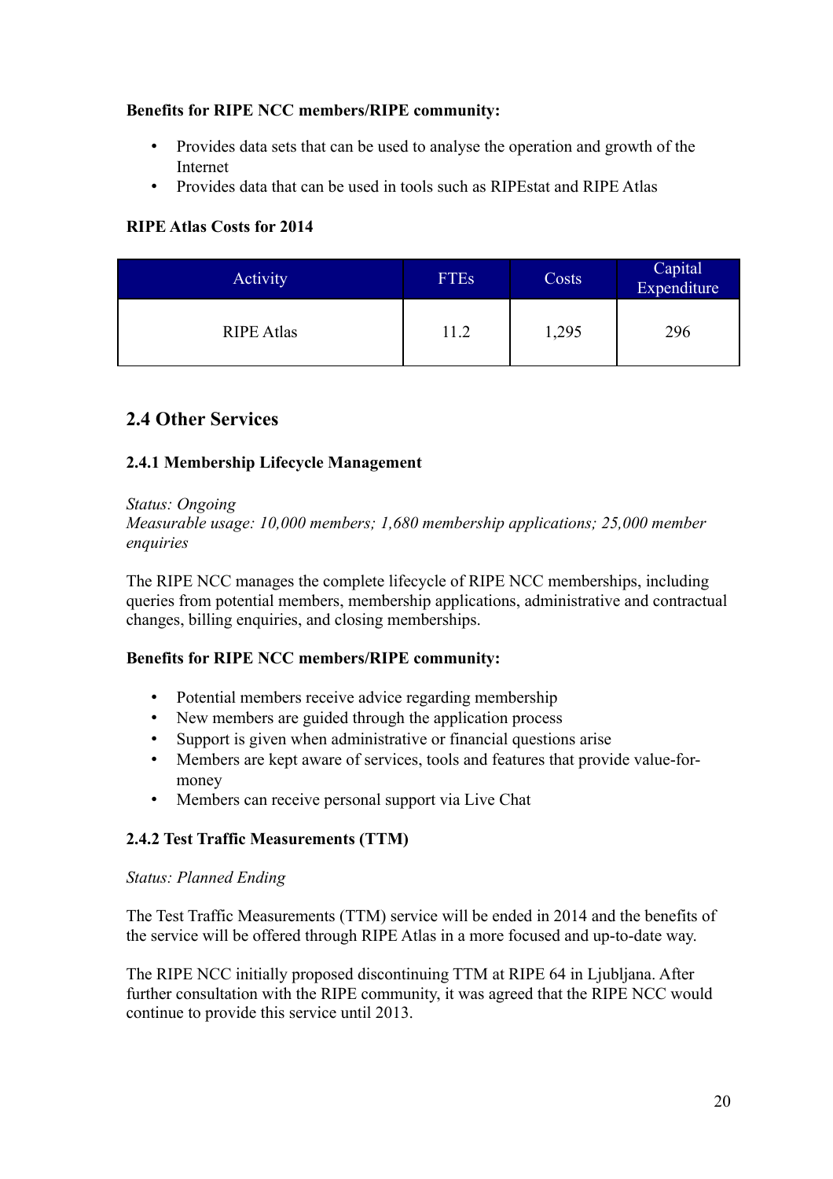**Benefits for RIPE NCC members/RIPE community:**

- Provides data sets that can be used to analyse the operation and growth of the Internet
- Provides data that can be used in tools such as RIPEstat and RIPE Atlas

**RIPE Atlas Costs for 2014**

| Activity | FTEs | Costs | Capital Expenditure |
| --- | --- | --- | --- |
| RIPE Atlas | 11.2 | 1,295 | 296 |

## 2.4 Other Services

### 2.4.1 Membership Lifecycle Management

*Status: Ongoing*
*Measurable usage: 10,000 members; 1,680 membership applications; 25,000 member enquiries*

The RIPE NCC manages the complete lifecycle of RIPE NCC memberships, including queries from potential members, membership applications, administrative and contractual changes, billing enquiries, and closing memberships.

**Benefits for RIPE NCC members/RIPE community:**

- Potential members receive advice regarding membership
- New members are guided through the application process
- Support is given when administrative or financial questions arise
- Members are kept aware of services, tools and features that provide value-for-money
- Members can receive personal support via Live Chat

### 2.4.2 Test Traffic Measurements (TTM)

*Status: Planned Ending*

The Test Traffic Measurements (TTM) service will be ended in 2014 and the benefits of the service will be offered through RIPE Atlas in a more focused and up-to-date way.

The RIPE NCC initially proposed discontinuing TTM at RIPE 64 in Ljubljana. After further consultation with the RIPE community, it was agreed that the RIPE NCC would continue to provide this service until 2013.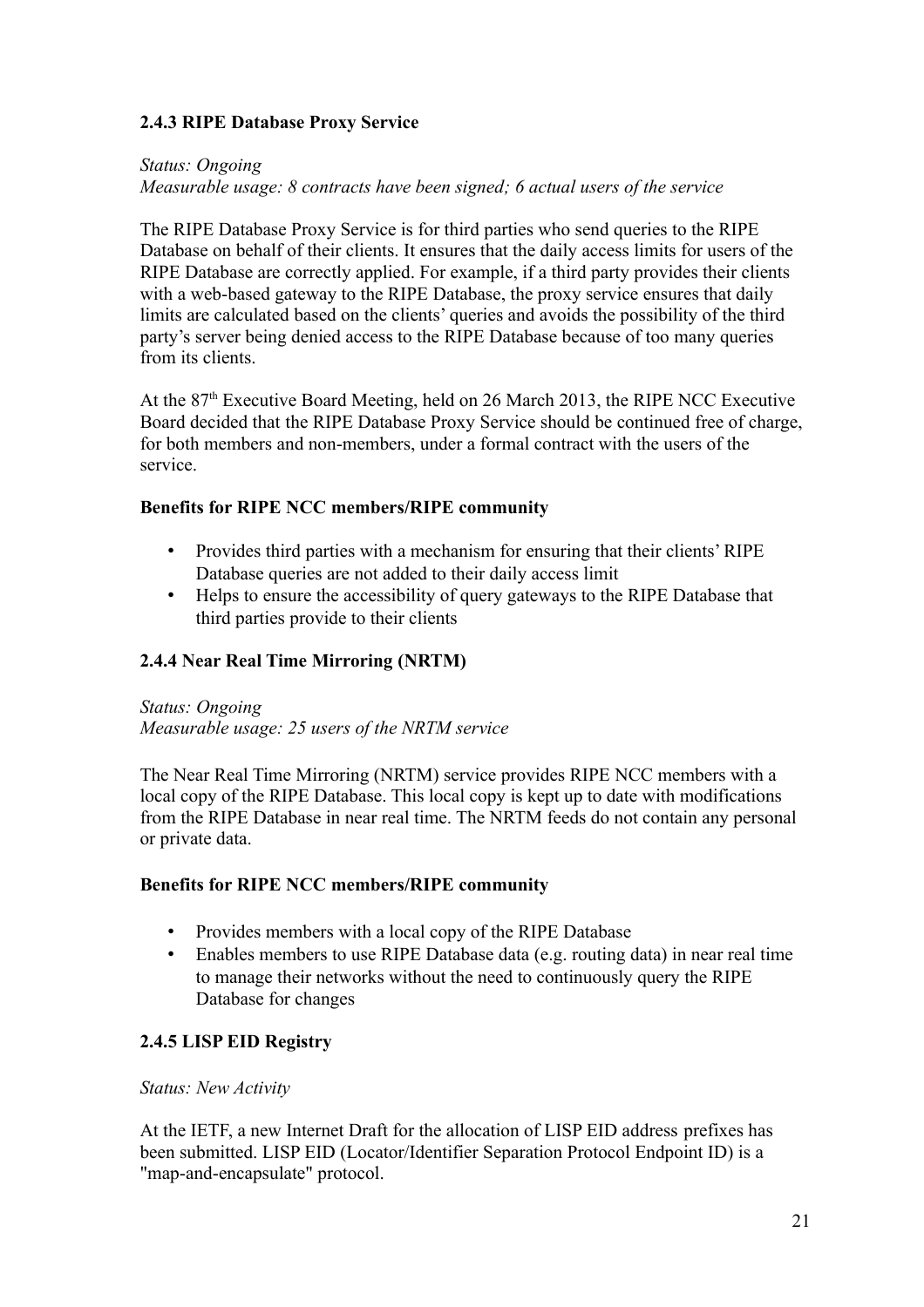### 2.4.3 RIPE Database Proxy Service

*Status: Ongoing*
*Measurable usage: 8 contracts have been signed; 6 actual users of the service*

The RIPE Database Proxy Service is for third parties who send queries to the RIPE Database on behalf of their clients. It ensures that the daily access limits for users of the RIPE Database are correctly applied. For example, if a third party provides their clients with a web-based gateway to the RIPE Database, the proxy service ensures that daily limits are calculated based on the clients' queries and avoids the possibility of the third party's server being denied access to the RIPE Database because of too many queries from its clients.

At the 87th Executive Board Meeting, held on 26 March 2013, the RIPE NCC Executive Board decided that the RIPE Database Proxy Service should be continued free of charge, for both members and non-members, under a formal contract with the users of the service.

**Benefits for RIPE NCC members/RIPE community**

- Provides third parties with a mechanism for ensuring that their clients' RIPE Database queries are not added to their daily access limit
- Helps to ensure the accessibility of query gateways to the RIPE Database that third parties provide to their clients

### 2.4.4 Near Real Time Mirroring (NRTM)

*Status: Ongoing*
*Measurable usage: 25 users of the NRTM service*

The Near Real Time Mirroring (NRTM) service provides RIPE NCC members with a local copy of the RIPE Database. This local copy is kept up to date with modifications from the RIPE Database in near real time. The NRTM feeds do not contain any personal or private data.

**Benefits for RIPE NCC members/RIPE community**

- Provides members with a local copy of the RIPE Database
- Enables members to use RIPE Database data (e.g. routing data) in near real time to manage their networks without the need to continuously query the RIPE Database for changes

### 2.4.5 LISP EID Registry

*Status: New Activity*

At the IETF, a new Internet Draft for the allocation of LISP EID address prefixes has been submitted. LISP EID (Locator/Identifier Separation Protocol Endpoint ID) is a "map-and-encapsulate" protocol.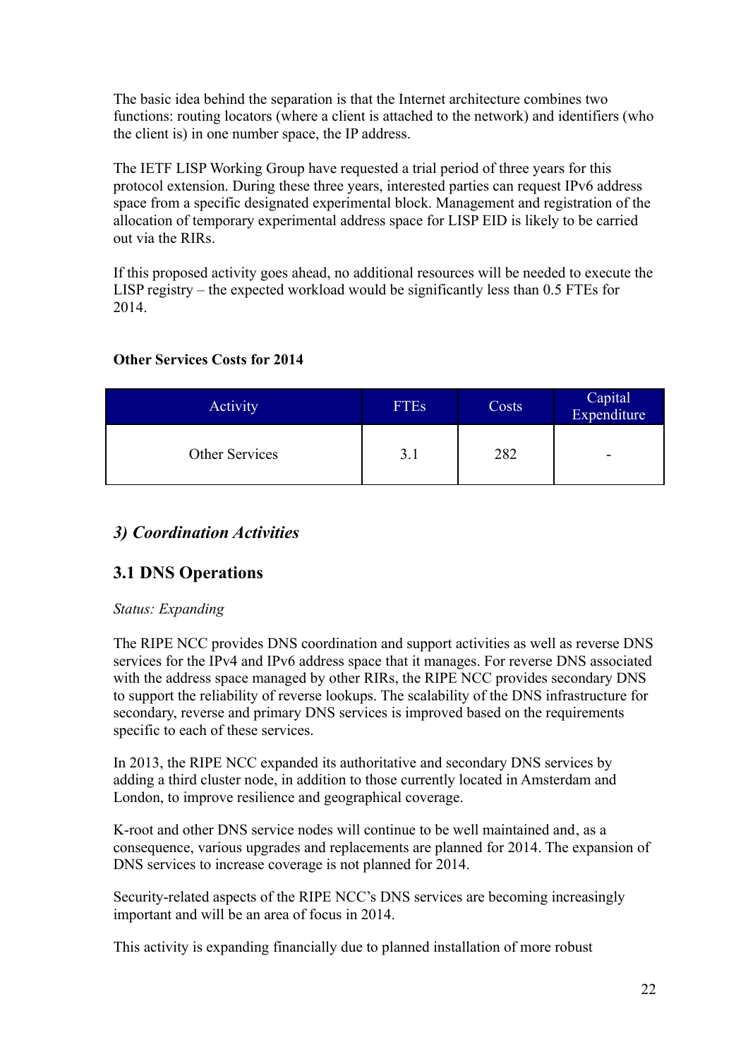The basic idea behind the separation is that the Internet architecture combines two functions: routing locators (where a client is attached to the network) and identifiers (who the client is) in one number space, the IP address.

The IETF LISP Working Group have requested a trial period of three years for this protocol extension. During these three years, interested parties can request IPv6 address space from a specific designated experimental block. Management and registration of the allocation of temporary experimental address space for LISP EID is likely to be carried out via the RIRs.

If this proposed activity goes ahead, no additional resources will be needed to execute the LISP registry – the expected workload would be significantly less than 0.5 FTEs for 2014.

**Other Services Costs for 2014**

| Activity | FTEs | Costs | Capital Expenditure |
|---|---|---|---|
| Other Services | 3.1 | 282 | - |

## *3) Coordination Activities*

### 3.1 DNS Operations

*Status: Expanding*

The RIPE NCC provides DNS coordination and support activities as well as reverse DNS services for the IPv4 and IPv6 address space that it manages. For reverse DNS associated with the address space managed by other RIRs, the RIPE NCC provides secondary DNS to support the reliability of reverse lookups. The scalability of the DNS infrastructure for secondary, reverse and primary DNS services is improved based on the requirements specific to each of these services.

In 2013, the RIPE NCC expanded its authoritative and secondary DNS services by adding a third cluster node, in addition to those currently located in Amsterdam and London, to improve resilience and geographical coverage.

K-root and other DNS service nodes will continue to be well maintained and, as a consequence, various upgrades and replacements are planned for 2014. The expansion of DNS services to increase coverage is not planned for 2014.

Security-related aspects of the RIPE NCC's DNS services are becoming increasingly important and will be an area of focus in 2014.

This activity is expanding financially due to planned installation of more robust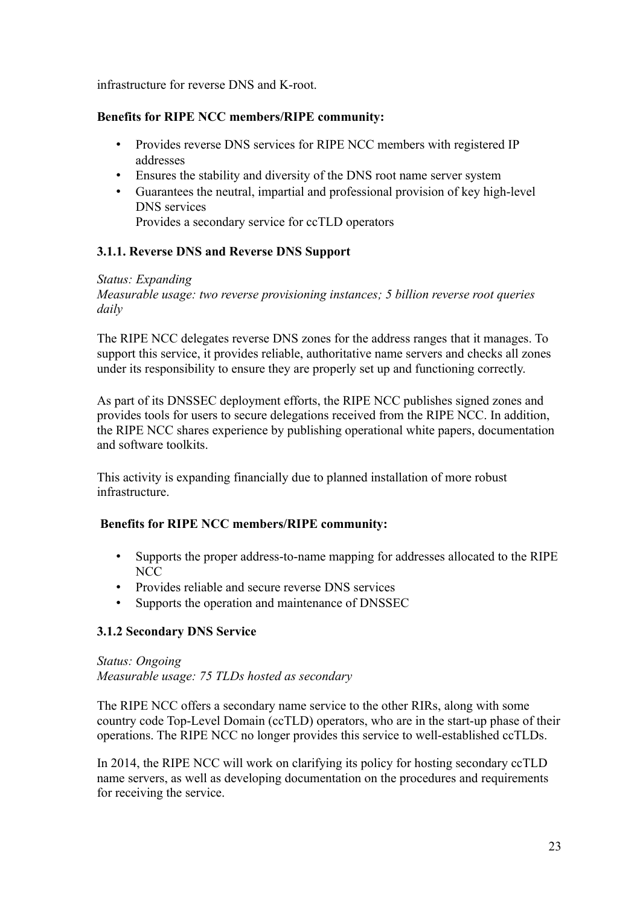infrastructure for reverse DNS and K-root.

**Benefits for RIPE NCC members/RIPE community:**

- Provides reverse DNS services for RIPE NCC members with registered IP addresses
- Ensures the stability and diversity of the DNS root name server system
- Guarantees the neutral, impartial and professional provision of key high-level DNS services
  Provides a secondary service for ccTLD operators

### 3.1.1. Reverse DNS and Reverse DNS Support

*Status: Expanding*
*Measurable usage: two reverse provisioning instances; 5 billion reverse root queries daily*

The RIPE NCC delegates reverse DNS zones for the address ranges that it manages. To support this service, it provides reliable, authoritative name servers and checks all zones under its responsibility to ensure they are properly set up and functioning correctly.

As part of its DNSSEC deployment efforts, the RIPE NCC publishes signed zones and provides tools for users to secure delegations received from the RIPE NCC. In addition, the RIPE NCC shares experience by publishing operational white papers, documentation and software toolkits.

This activity is expanding financially due to planned installation of more robust infrastructure.

**Benefits for RIPE NCC members/RIPE community:**

- Supports the proper address-to-name mapping for addresses allocated to the RIPE NCC
- Provides reliable and secure reverse DNS services
- Supports the operation and maintenance of DNSSEC

### 3.1.2 Secondary DNS Service

*Status: Ongoing*
*Measurable usage: 75 TLDs hosted as secondary*

The RIPE NCC offers a secondary name service to the other RIRs, along with some country code Top-Level Domain (ccTLD) operators, who are in the start-up phase of their operations. The RIPE NCC no longer provides this service to well-established ccTLDs.

In 2014, the RIPE NCC will work on clarifying its policy for hosting secondary ccTLD name servers, as well as developing documentation on the procedures and requirements for receiving the service.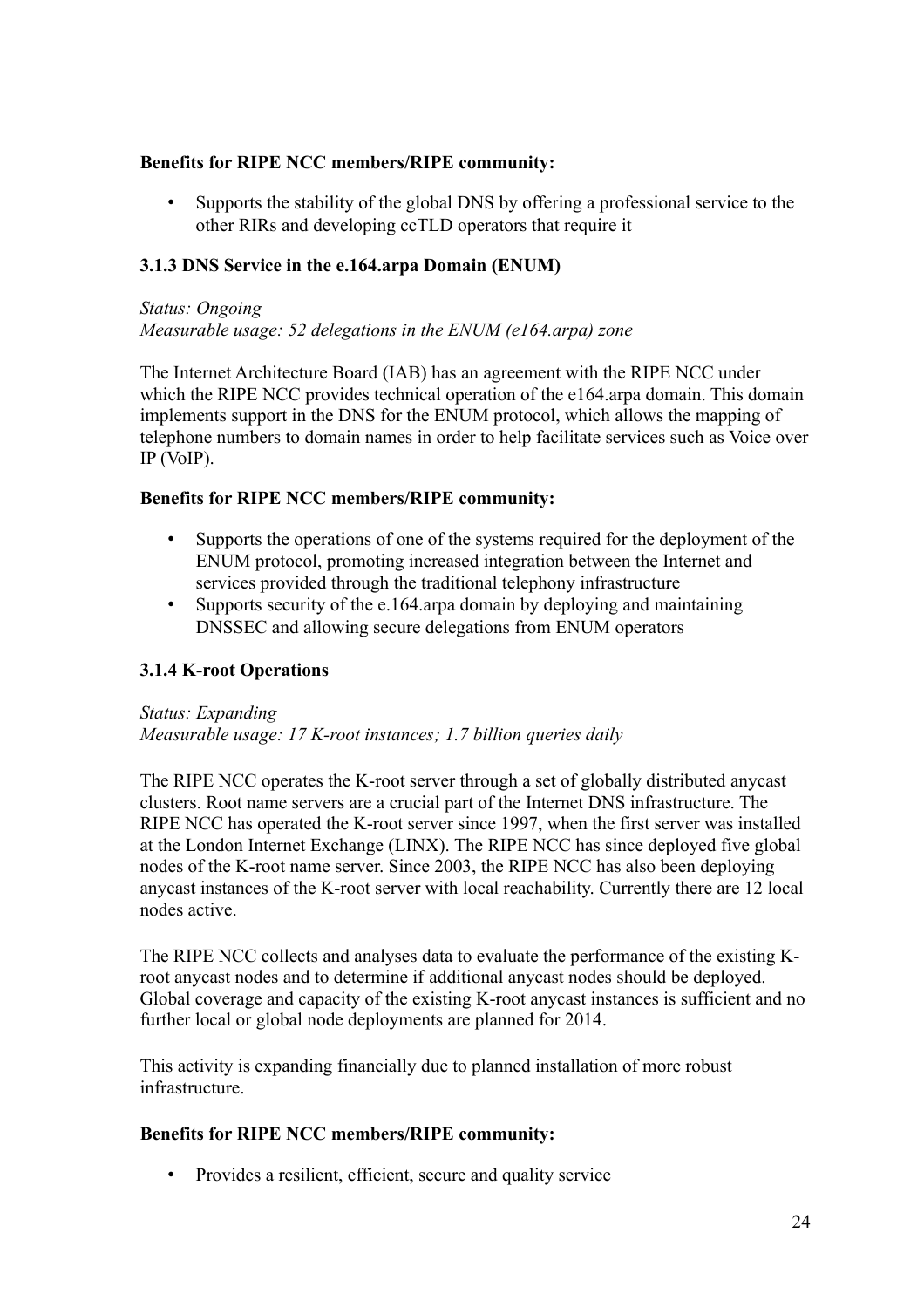**Benefits for RIPE NCC members/RIPE community:**

- Supports the stability of the global DNS by offering a professional service to the other RIRs and developing ccTLD operators that require it

### 3.1.3 DNS Service in the e.164.arpa Domain (ENUM)

*Status: Ongoing*
*Measurable usage: 52 delegations in the ENUM (e164.arpa) zone*

The Internet Architecture Board (IAB) has an agreement with the RIPE NCC under which the RIPE NCC provides technical operation of the e164.arpa domain. This domain implements support in the DNS for the ENUM protocol, which allows the mapping of telephone numbers to domain names in order to help facilitate services such as Voice over IP (VoIP).

**Benefits for RIPE NCC members/RIPE community:**

- Supports the operations of one of the systems required for the deployment of the ENUM protocol, promoting increased integration between the Internet and services provided through the traditional telephony infrastructure
- Supports security of the e.164.arpa domain by deploying and maintaining DNSSEC and allowing secure delegations from ENUM operators

### 3.1.4 K-root Operations

*Status: Expanding*
*Measurable usage: 17 K-root instances; 1.7 billion queries daily*

The RIPE NCC operates the K-root server through a set of globally distributed anycast clusters. Root name servers are a crucial part of the Internet DNS infrastructure. The RIPE NCC has operated the K-root server since 1997, when the first server was installed at the London Internet Exchange (LINX). The RIPE NCC has since deployed five global nodes of the K-root name server. Since 2003, the RIPE NCC has also been deploying anycast instances of the K-root server with local reachability. Currently there are 12 local nodes active.

The RIPE NCC collects and analyses data to evaluate the performance of the existing K-root anycast nodes and to determine if additional anycast nodes should be deployed. Global coverage and capacity of the existing K-root anycast instances is sufficient and no further local or global node deployments are planned for 2014.

This activity is expanding financially due to planned installation of more robust infrastructure.

**Benefits for RIPE NCC members/RIPE community:**

- Provides a resilient, efficient, secure and quality service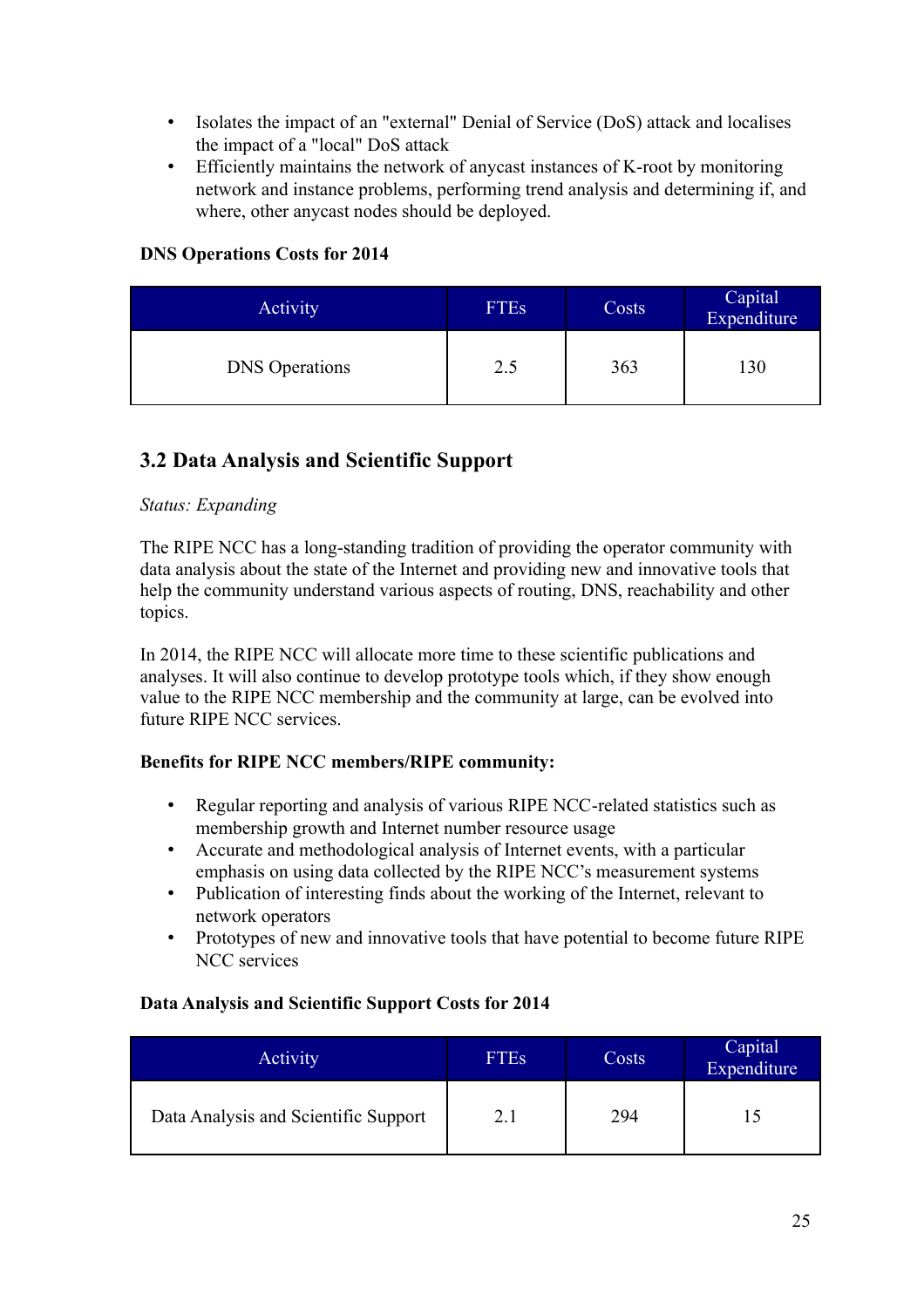- Isolates the impact of an "external" Denial of Service (DoS) attack and localises the impact of a "local" DoS attack
- Efficiently maintains the network of anycast instances of K-root by monitoring network and instance problems, performing trend analysis and determining if, and where, other anycast nodes should be deployed.

**DNS Operations Costs for 2014**

| Activity | FTEs | Costs | Capital Expenditure |
|---|---|---|---|
| DNS Operations | 2.5 | 363 | 130 |

## 3.2 Data Analysis and Scientific Support

*Status: Expanding*

The RIPE NCC has a long-standing tradition of providing the operator community with data analysis about the state of the Internet and providing new and innovative tools that help the community understand various aspects of routing, DNS, reachability and other topics.

In 2014, the RIPE NCC will allocate more time to these scientific publications and analyses. It will also continue to develop prototype tools which, if they show enough value to the RIPE NCC membership and the community at large, can be evolved into future RIPE NCC services.

**Benefits for RIPE NCC members/RIPE community:**

- Regular reporting and analysis of various RIPE NCC-related statistics such as membership growth and Internet number resource usage
- Accurate and methodological analysis of Internet events, with a particular emphasis on using data collected by the RIPE NCC's measurement systems
- Publication of interesting finds about the working of the Internet, relevant to network operators
- Prototypes of new and innovative tools that have potential to become future RIPE NCC services

**Data Analysis and Scientific Support Costs for 2014**

| Activity | FTEs | Costs | Capital Expenditure |
|---|---|---|---|
| Data Analysis and Scientific Support | 2.1 | 294 | 15 |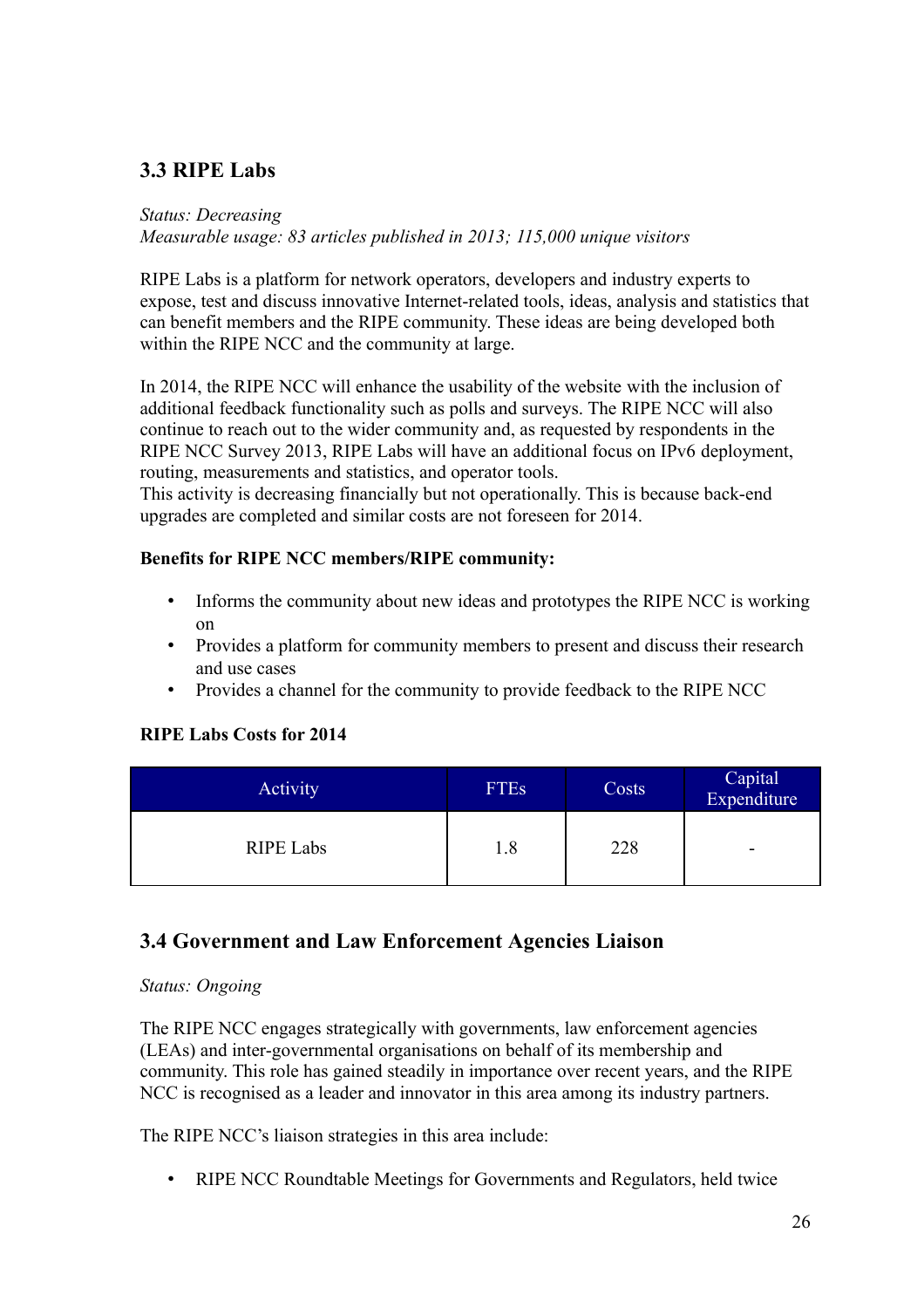## 3.3 RIPE Labs

*Status: Decreasing*
*Measurable usage: 83 articles published in 2013; 115,000 unique visitors*

RIPE Labs is a platform for network operators, developers and industry experts to expose, test and discuss innovative Internet-related tools, ideas, analysis and statistics that can benefit members and the RIPE community. These ideas are being developed both within the RIPE NCC and the community at large.

In 2014, the RIPE NCC will enhance the usability of the website with the inclusion of additional feedback functionality such as polls and surveys. The RIPE NCC will also continue to reach out to the wider community and, as requested by respondents in the RIPE NCC Survey 2013, RIPE Labs will have an additional focus on IPv6 deployment, routing, measurements and statistics, and operator tools.
This activity is decreasing financially but not operationally. This is because back-end upgrades are completed and similar costs are not foreseen for 2014.

**Benefits for RIPE NCC members/RIPE community:**

- Informs the community about new ideas and prototypes the RIPE NCC is working on
- Provides a platform for community members to present and discuss their research and use cases
- Provides a channel for the community to provide feedback to the RIPE NCC

**RIPE Labs Costs for 2014**

| Activity | FTEs | Costs | Capital Expenditure |
|---|---|---|---|
| RIPE Labs | 1.8 | 228 | - |

## 3.4 Government and Law Enforcement Agencies Liaison

*Status: Ongoing*

The RIPE NCC engages strategically with governments, law enforcement agencies (LEAs) and inter-governmental organisations on behalf of its membership and community. This role has gained steadily in importance over recent years, and the RIPE NCC is recognised as a leader and innovator in this area among its industry partners.

The RIPE NCC's liaison strategies in this area include:

- RIPE NCC Roundtable Meetings for Governments and Regulators, held twice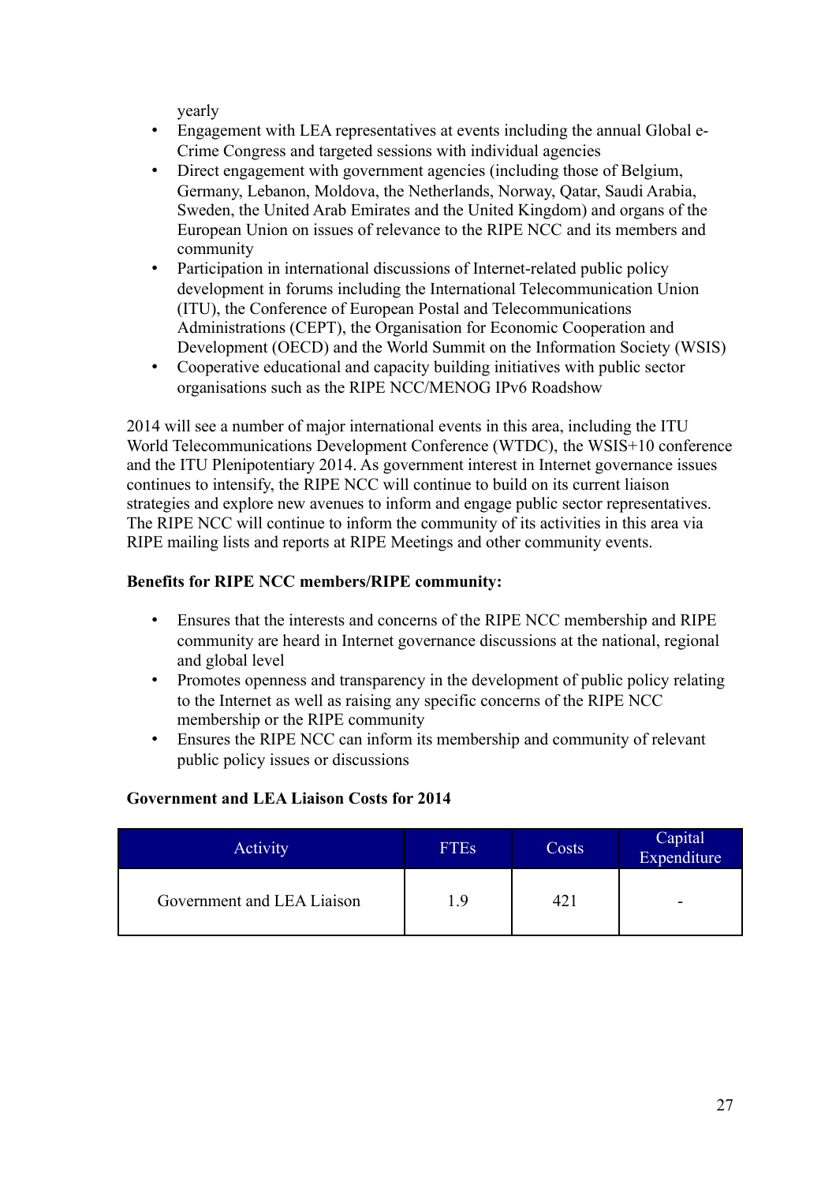yearly

- Engagement with LEA representatives at events including the annual Global e-Crime Congress and targeted sessions with individual agencies
- Direct engagement with government agencies (including those of Belgium, Germany, Lebanon, Moldova, the Netherlands, Norway, Qatar, Saudi Arabia, Sweden, the United Arab Emirates and the United Kingdom) and organs of the European Union on issues of relevance to the RIPE NCC and its members and community
- Participation in international discussions of Internet-related public policy development in forums including the International Telecommunication Union (ITU), the Conference of European Postal and Telecommunications Administrations (CEPT), the Organisation for Economic Cooperation and Development (OECD) and the World Summit on the Information Society (WSIS)
- Cooperative educational and capacity building initiatives with public sector organisations such as the RIPE NCC/MENOG IPv6 Roadshow

2014 will see a number of major international events in this area, including the ITU World Telecommunications Development Conference (WTDC), the WSIS+10 conference and the ITU Plenipotentiary 2014. As government interest in Internet governance issues continues to intensify, the RIPE NCC will continue to build on its current liaison strategies and explore new avenues to inform and engage public sector representatives. The RIPE NCC will continue to inform the community of its activities in this area via RIPE mailing lists and reports at RIPE Meetings and other community events.

**Benefits for RIPE NCC members/RIPE community:**

- Ensures that the interests and concerns of the RIPE NCC membership and RIPE community are heard in Internet governance discussions at the national, regional and global level
- Promotes openness and transparency in the development of public policy relating to the Internet as well as raising any specific concerns of the RIPE NCC membership or the RIPE community
- Ensures the RIPE NCC can inform its membership and community of relevant public policy issues or discussions

**Government and LEA Liaison Costs for 2014**

| Activity | FTEs | Costs | Capital Expenditure |
|---|---|---|---|
| Government and LEA Liaison | 1.9 | 421 | - |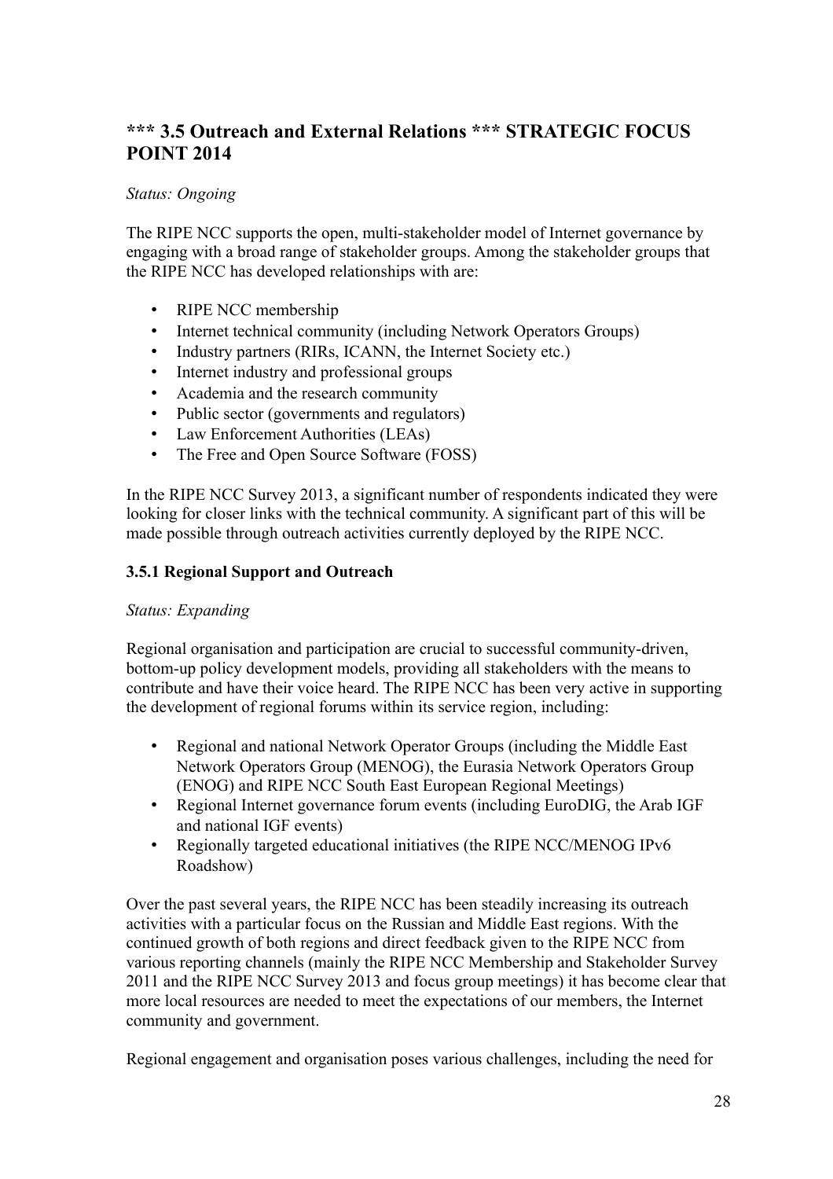## *** 3.5 Outreach and External Relations *** STRATEGIC FOCUS POINT 2014

*Status: Ongoing*

The RIPE NCC supports the open, multi-stakeholder model of Internet governance by engaging with a broad range of stakeholder groups. Among the stakeholder groups that the RIPE NCC has developed relationships with are:

- RIPE NCC membership
- Internet technical community (including Network Operators Groups)
- Industry partners (RIRs, ICANN, the Internet Society etc.)
- Internet industry and professional groups
- Academia and the research community
- Public sector (governments and regulators)
- Law Enforcement Authorities (LEAs)
- The Free and Open Source Software (FOSS)

In the RIPE NCC Survey 2013, a significant number of respondents indicated they were looking for closer links with the technical community. A significant part of this will be made possible through outreach activities currently deployed by the RIPE NCC.

### 3.5.1 Regional Support and Outreach

*Status: Expanding*

Regional organisation and participation are crucial to successful community-driven, bottom-up policy development models, providing all stakeholders with the means to contribute and have their voice heard. The RIPE NCC has been very active in supporting the development of regional forums within its service region, including:

- Regional and national Network Operator Groups (including the Middle East Network Operators Group (MENOG), the Eurasia Network Operators Group (ENOG) and RIPE NCC South East European Regional Meetings)
- Regional Internet governance forum events (including EuroDIG, the Arab IGF and national IGF events)
- Regionally targeted educational initiatives (the RIPE NCC/MENOG IPv6 Roadshow)

Over the past several years, the RIPE NCC has been steadily increasing its outreach activities with a particular focus on the Russian and Middle East regions. With the continued growth of both regions and direct feedback given to the RIPE NCC from various reporting channels (mainly the RIPE NCC Membership and Stakeholder Survey 2011 and the RIPE NCC Survey 2013 and focus group meetings) it has become clear that more local resources are needed to meet the expectations of our members, the Internet community and government.

Regional engagement and organisation poses various challenges, including the need for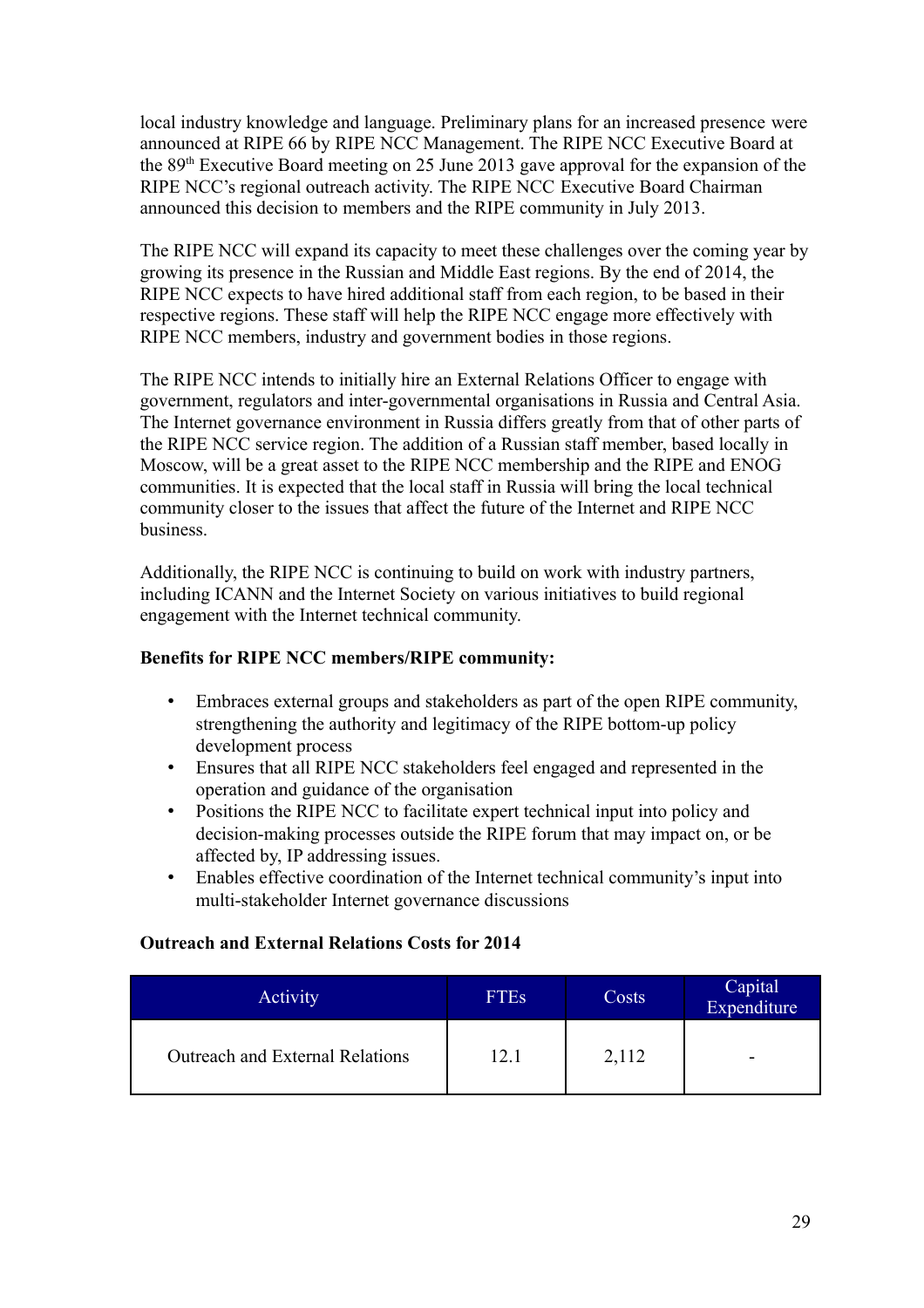local industry knowledge and language. Preliminary plans for an increased presence were announced at RIPE 66 by RIPE NCC Management. The RIPE NCC Executive Board at the 89th Executive Board meeting on 25 June 2013 gave approval for the expansion of the RIPE NCC's regional outreach activity. The RIPE NCC Executive Board Chairman announced this decision to members and the RIPE community in July 2013.

The RIPE NCC will expand its capacity to meet these challenges over the coming year by growing its presence in the Russian and Middle East regions. By the end of 2014, the RIPE NCC expects to have hired additional staff from each region, to be based in their respective regions. These staff will help the RIPE NCC engage more effectively with RIPE NCC members, industry and government bodies in those regions.

The RIPE NCC intends to initially hire an External Relations Officer to engage with government, regulators and inter-governmental organisations in Russia and Central Asia. The Internet governance environment in Russia differs greatly from that of other parts of the RIPE NCC service region. The addition of a Russian staff member, based locally in Moscow, will be a great asset to the RIPE NCC membership and the RIPE and ENOG communities. It is expected that the local staff in Russia will bring the local technical community closer to the issues that affect the future of the Internet and RIPE NCC business.

Additionally, the RIPE NCC is continuing to build on work with industry partners, including ICANN and the Internet Society on various initiatives to build regional engagement with the Internet technical community.

**Benefits for RIPE NCC members/RIPE community:**

- Embraces external groups and stakeholders as part of the open RIPE community, strengthening the authority and legitimacy of the RIPE bottom-up policy development process
- Ensures that all RIPE NCC stakeholders feel engaged and represented in the operation and guidance of the organisation
- Positions the RIPE NCC to facilitate expert technical input into policy and decision-making processes outside the RIPE forum that may impact on, or be affected by, IP addressing issues.
- Enables effective coordination of the Internet technical community's input into multi-stakeholder Internet governance discussions

**Outreach and External Relations Costs for 2014**

| Activity | FTEs | Costs | Capital Expenditure |
|---|---|---|---|
| Outreach and External Relations | 12.1 | 2,112 | - |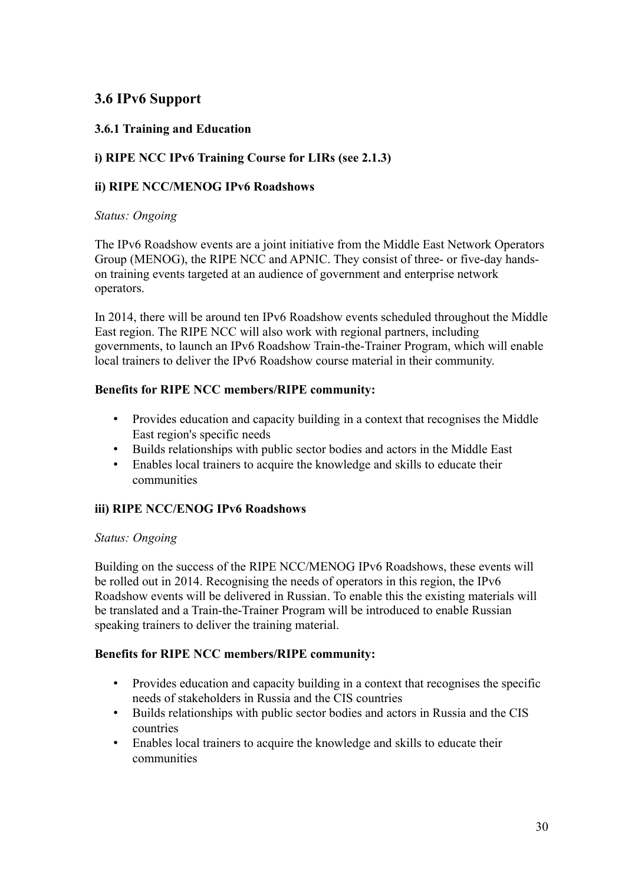## 3.6 IPv6 Support

### 3.6.1 Training and Education

#### i) RIPE NCC IPv6 Training Course for LIRs (see 2.1.3)

#### ii) RIPE NCC/MENOG IPv6 Roadshows

*Status: Ongoing*

The IPv6 Roadshow events are a joint initiative from the Middle East Network Operators Group (MENOG), the RIPE NCC and APNIC. They consist of three- or five-day hands-on training events targeted at an audience of government and enterprise network operators.

In 2014, there will be around ten IPv6 Roadshow events scheduled throughout the Middle East region. The RIPE NCC will also work with regional partners, including governments, to launch an IPv6 Roadshow Train-the-Trainer Program, which will enable local trainers to deliver the IPv6 Roadshow course material in their community.

**Benefits for RIPE NCC members/RIPE community:**

- Provides education and capacity building in a context that recognises the Middle East region's specific needs
- Builds relationships with public sector bodies and actors in the Middle East
- Enables local trainers to acquire the knowledge and skills to educate their communities

#### iii) RIPE NCC/ENOG IPv6 Roadshows

*Status: Ongoing*

Building on the success of the RIPE NCC/MENOG IPv6 Roadshows, these events will be rolled out in 2014. Recognising the needs of operators in this region, the IPv6 Roadshow events will be delivered in Russian. To enable this the existing materials will be translated and a Train-the-Trainer Program will be introduced to enable Russian speaking trainers to deliver the training material.

**Benefits for RIPE NCC members/RIPE community:**

- Provides education and capacity building in a context that recognises the specific needs of stakeholders in Russia and the CIS countries
- Builds relationships with public sector bodies and actors in Russia and the CIS countries
- Enables local trainers to acquire the knowledge and skills to educate their communities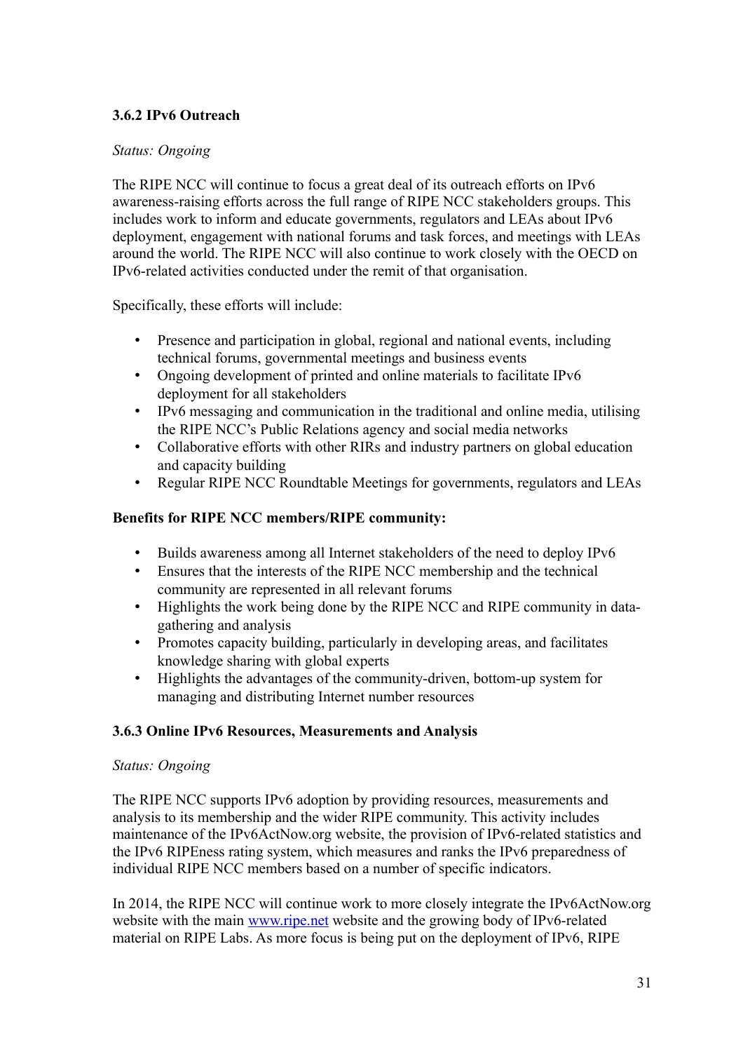### 3.6.2 IPv6 Outreach

*Status: Ongoing*

The RIPE NCC will continue to focus a great deal of its outreach efforts on IPv6 awareness-raising efforts across the full range of RIPE NCC stakeholders groups. This includes work to inform and educate governments, regulators and LEAs about IPv6 deployment, engagement with national forums and task forces, and meetings with LEAs around the world. The RIPE NCC will also continue to work closely with the OECD on IPv6-related activities conducted under the remit of that organisation.

Specifically, these efforts will include:

- Presence and participation in global, regional and national events, including technical forums, governmental meetings and business events
- Ongoing development of printed and online materials to facilitate IPv6 deployment for all stakeholders
- IPv6 messaging and communication in the traditional and online media, utilising the RIPE NCC's Public Relations agency and social media networks
- Collaborative efforts with other RIRs and industry partners on global education and capacity building
- Regular RIPE NCC Roundtable Meetings for governments, regulators and LEAs

**Benefits for RIPE NCC members/RIPE community:**

- Builds awareness among all Internet stakeholders of the need to deploy IPv6
- Ensures that the interests of the RIPE NCC membership and the technical community are represented in all relevant forums
- Highlights the work being done by the RIPE NCC and RIPE community in data-gathering and analysis
- Promotes capacity building, particularly in developing areas, and facilitates knowledge sharing with global experts
- Highlights the advantages of the community-driven, bottom-up system for managing and distributing Internet number resources

### 3.6.3 Online IPv6 Resources, Measurements and Analysis

*Status: Ongoing*

The RIPE NCC supports IPv6 adoption by providing resources, measurements and analysis to its membership and the wider RIPE community. This activity includes maintenance of the IPv6ActNow.org website, the provision of IPv6-related statistics and the IPv6 RIPEness rating system, which measures and ranks the IPv6 preparedness of individual RIPE NCC members based on a number of specific indicators.

In 2014, the RIPE NCC will continue work to more closely integrate the IPv6ActNow.org website with the main [www.ripe.net](http://www.ripe.net) website and the growing body of IPv6-related material on RIPE Labs. As more focus is being put on the deployment of IPv6, RIPE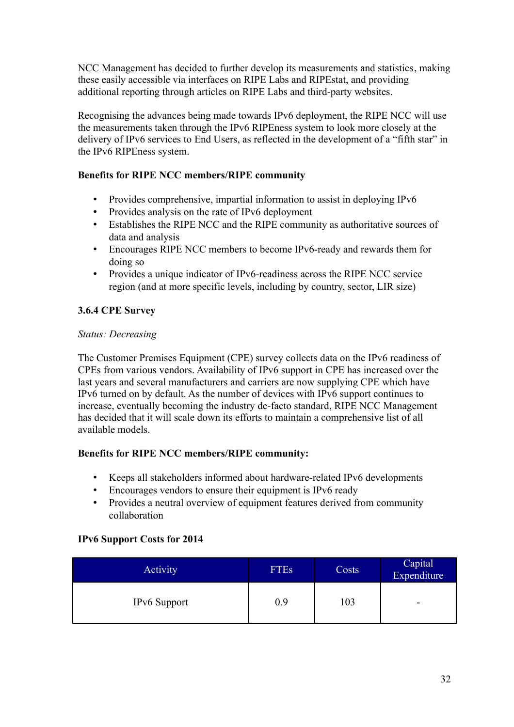NCC Management has decided to further develop its measurements and statistics, making these easily accessible via interfaces on RIPE Labs and RIPEstat, and providing additional reporting through articles on RIPE Labs and third-party websites.

Recognising the advances being made towards IPv6 deployment, the RIPE NCC will use the measurements taken through the IPv6 RIPEness system to look more closely at the delivery of IPv6 services to End Users, as reflected in the development of a "fifth star" in the IPv6 RIPEness system.

**Benefits for RIPE NCC members/RIPE community**

- Provides comprehensive, impartial information to assist in deploying IPv6
- Provides analysis on the rate of IPv6 deployment
- Establishes the RIPE NCC and the RIPE community as authoritative sources of data and analysis
- Encourages RIPE NCC members to become IPv6-ready and rewards them for doing so
- Provides a unique indicator of IPv6-readiness across the RIPE NCC service region (and at more specific levels, including by country, sector, LIR size)

### 3.6.4 CPE Survey

*Status: Decreasing*

The Customer Premises Equipment (CPE) survey collects data on the IPv6 readiness of CPEs from various vendors. Availability of IPv6 support in CPE has increased over the last years and several manufacturers and carriers are now supplying CPE which have IPv6 turned on by default. As the number of devices with IPv6 support continues to increase, eventually becoming the industry de-facto standard, RIPE NCC Management has decided that it will scale down its efforts to maintain a comprehensive list of all available models.

**Benefits for RIPE NCC members/RIPE community:**

- Keeps all stakeholders informed about hardware-related IPv6 developments
- Encourages vendors to ensure their equipment is IPv6 ready
- Provides a neutral overview of equipment features derived from community collaboration

**IPv6 Support Costs for 2014**

| Activity | FTEs | Costs | Capital Expenditure |
|---|---|---|---|
| IPv6 Support | 0.9 | 103 | - |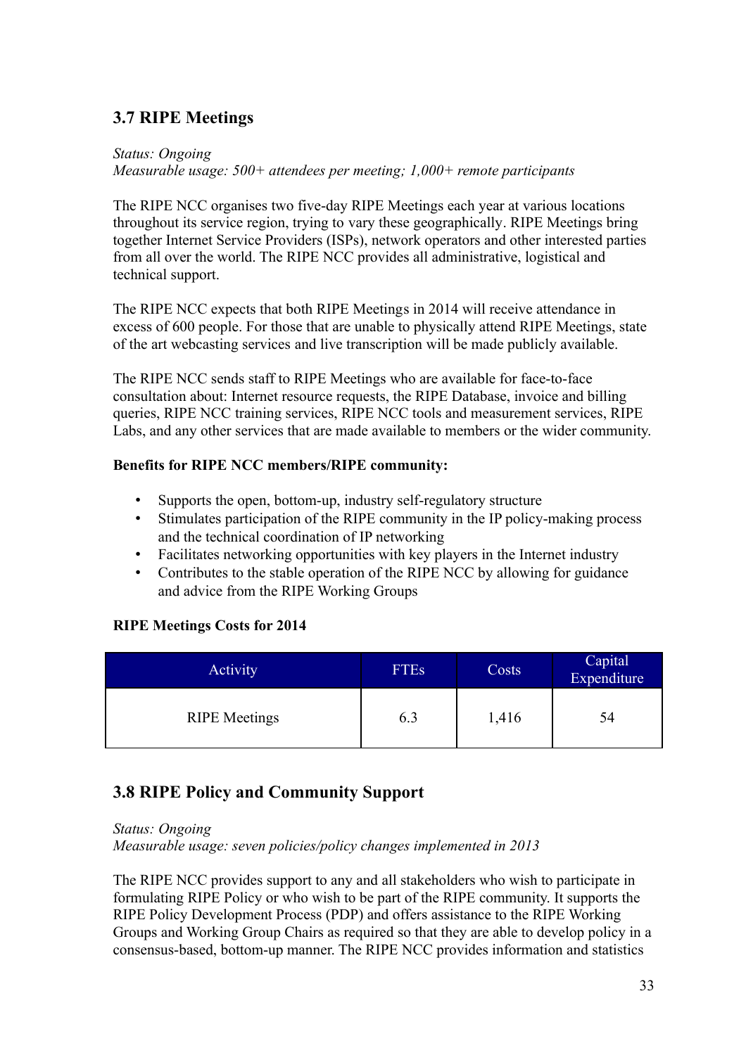## 3.7 RIPE Meetings

*Status: Ongoing*
*Measurable usage: 500+ attendees per meeting; 1,000+ remote participants*

The RIPE NCC organises two five-day RIPE Meetings each year at various locations throughout its service region, trying to vary these geographically. RIPE Meetings bring together Internet Service Providers (ISPs), network operators and other interested parties from all over the world. The RIPE NCC provides all administrative, logistical and technical support.

The RIPE NCC expects that both RIPE Meetings in 2014 will receive attendance in excess of 600 people. For those that are unable to physically attend RIPE Meetings, state of the art webcasting services and live transcription will be made publicly available.

The RIPE NCC sends staff to RIPE Meetings who are available for face-to-face consultation about: Internet resource requests, the RIPE Database, invoice and billing queries, RIPE NCC training services, RIPE NCC tools and measurement services, RIPE Labs, and any other services that are made available to members or the wider community.

**Benefits for RIPE NCC members/RIPE community:**

- Supports the open, bottom-up, industry self-regulatory structure
- Stimulates participation of the RIPE community in the IP policy-making process and the technical coordination of IP networking
- Facilitates networking opportunities with key players in the Internet industry
- Contributes to the stable operation of the RIPE NCC by allowing for guidance and advice from the RIPE Working Groups

**RIPE Meetings Costs for 2014**

| Activity | FTEs | Costs | Capital Expenditure |
|---|---|---|---|
| RIPE Meetings | 6.3 | 1,416 | 54 |

## 3.8 RIPE Policy and Community Support

*Status: Ongoing*
*Measurable usage: seven policies/policy changes implemented in 2013*

The RIPE NCC provides support to any and all stakeholders who wish to participate in formulating RIPE Policy or who wish to be part of the RIPE community. It supports the RIPE Policy Development Process (PDP) and offers assistance to the RIPE Working Groups and Working Group Chairs as required so that they are able to develop policy in a consensus-based, bottom-up manner. The RIPE NCC provides information and statistics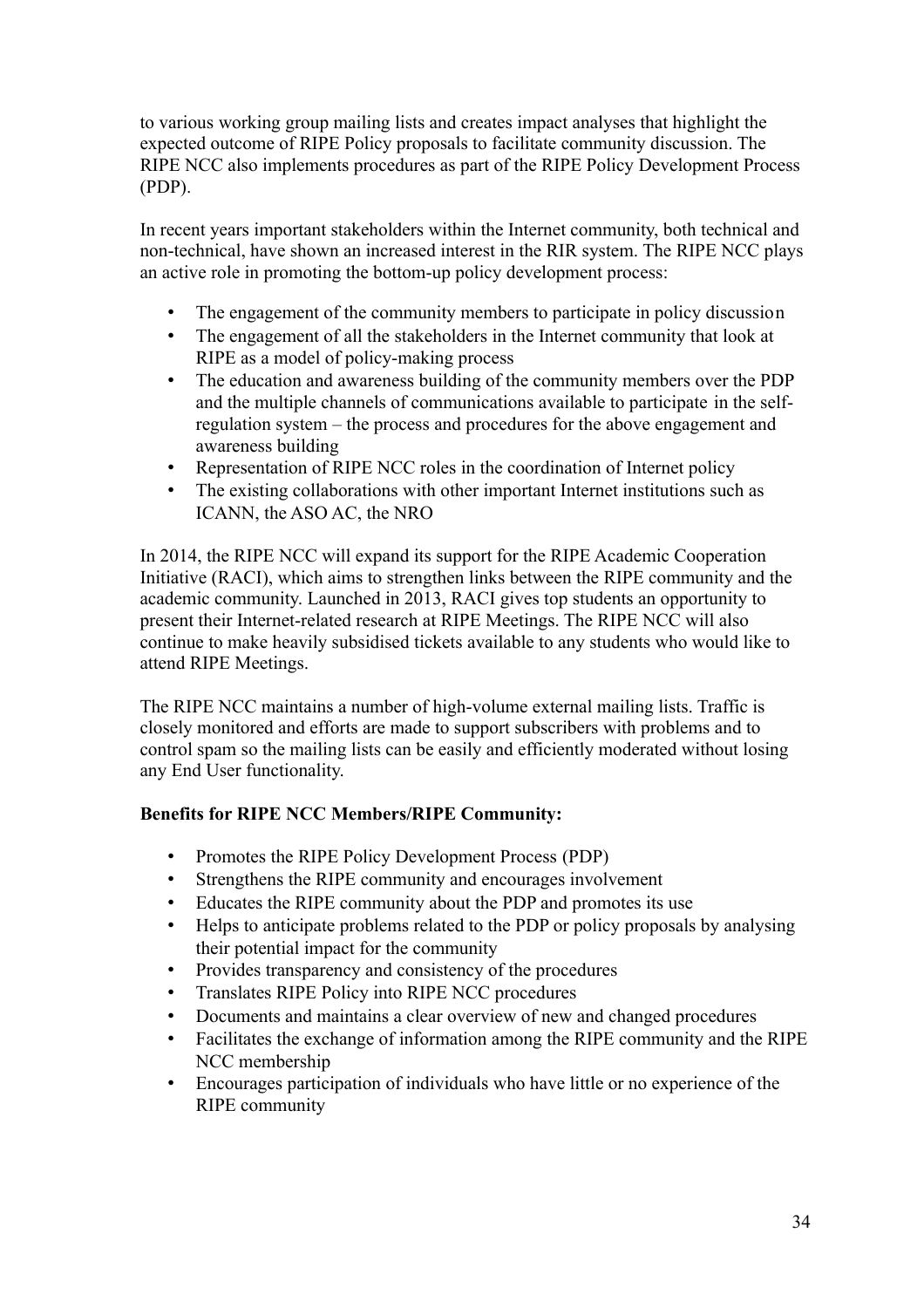to various working group mailing lists and creates impact analyses that highlight the expected outcome of RIPE Policy proposals to facilitate community discussion. The RIPE NCC also implements procedures as part of the RIPE Policy Development Process (PDP).

In recent years important stakeholders within the Internet community, both technical and non-technical, have shown an increased interest in the RIR system. The RIPE NCC plays an active role in promoting the bottom-up policy development process:

- The engagement of the community members to participate in policy discussion
- The engagement of all the stakeholders in the Internet community that look at RIPE as a model of policy-making process
- The education and awareness building of the community members over the PDP and the multiple channels of communications available to participate in the self-regulation system – the process and procedures for the above engagement and awareness building
- Representation of RIPE NCC roles in the coordination of Internet policy
- The existing collaborations with other important Internet institutions such as ICANN, the ASO AC, the NRO

In 2014, the RIPE NCC will expand its support for the RIPE Academic Cooperation Initiative (RACI), which aims to strengthen links between the RIPE community and the academic community. Launched in 2013, RACI gives top students an opportunity to present their Internet-related research at RIPE Meetings. The RIPE NCC will also continue to make heavily subsidised tickets available to any students who would like to attend RIPE Meetings.

The RIPE NCC maintains a number of high-volume external mailing lists. Traffic is closely monitored and efforts are made to support subscribers with problems and to control spam so the mailing lists can be easily and efficiently moderated without losing any End User functionality.

**Benefits for RIPE NCC Members/RIPE Community:**

- Promotes the RIPE Policy Development Process (PDP)
- Strengthens the RIPE community and encourages involvement
- Educates the RIPE community about the PDP and promotes its use
- Helps to anticipate problems related to the PDP or policy proposals by analysing their potential impact for the community
- Provides transparency and consistency of the procedures
- Translates RIPE Policy into RIPE NCC procedures
- Documents and maintains a clear overview of new and changed procedures
- Facilitates the exchange of information among the RIPE community and the RIPE NCC membership
- Encourages participation of individuals who have little or no experience of the RIPE community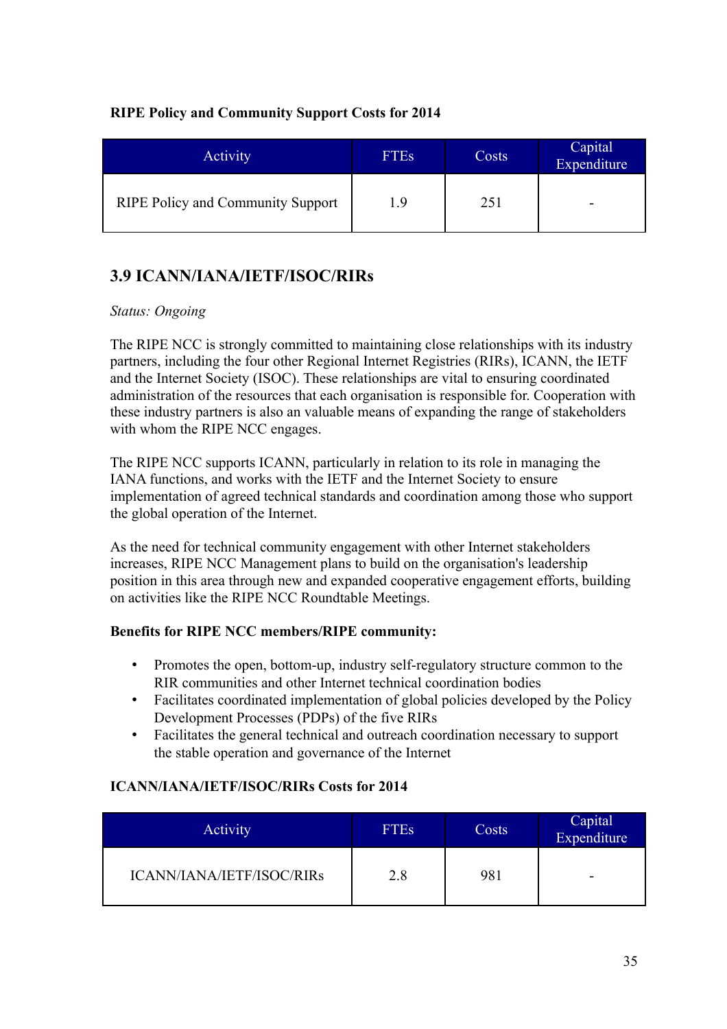**RIPE Policy and Community Support Costs for 2014**

| Activity | FTEs | Costs | Capital Expenditure |
| --- | --- | --- | --- |
| RIPE Policy and Community Support | 1.9 | 251 | - |

## 3.9 ICANN/IANA/IETF/ISOC/RIRs

*Status: Ongoing*

The RIPE NCC is strongly committed to maintaining close relationships with its industry partners, including the four other Regional Internet Registries (RIRs), ICANN, the IETF and the Internet Society (ISOC). These relationships are vital to ensuring coordinated administration of the resources that each organisation is responsible for. Cooperation with these industry partners is also an valuable means of expanding the range of stakeholders with whom the RIPE NCC engages.

The RIPE NCC supports ICANN, particularly in relation to its role in managing the IANA functions, and works with the IETF and the Internet Society to ensure implementation of agreed technical standards and coordination among those who support the global operation of the Internet.

As the need for technical community engagement with other Internet stakeholders increases, RIPE NCC Management plans to build on the organisation's leadership position in this area through new and expanded cooperative engagement efforts, building on activities like the RIPE NCC Roundtable Meetings.

**Benefits for RIPE NCC members/RIPE community:**

- Promotes the open, bottom-up, industry self-regulatory structure common to the RIR communities and other Internet technical coordination bodies
- Facilitates coordinated implementation of global policies developed by the Policy Development Processes (PDPs) of the five RIRs
- Facilitates the general technical and outreach coordination necessary to support the stable operation and governance of the Internet

**ICANN/IANA/IETF/ISOC/RIRs Costs for 2014**

| Activity | FTEs | Costs | Capital Expenditure |
| --- | --- | --- | --- |
| ICANN/IANA/IETF/ISOC/RIRs | 2.8 | 981 | - |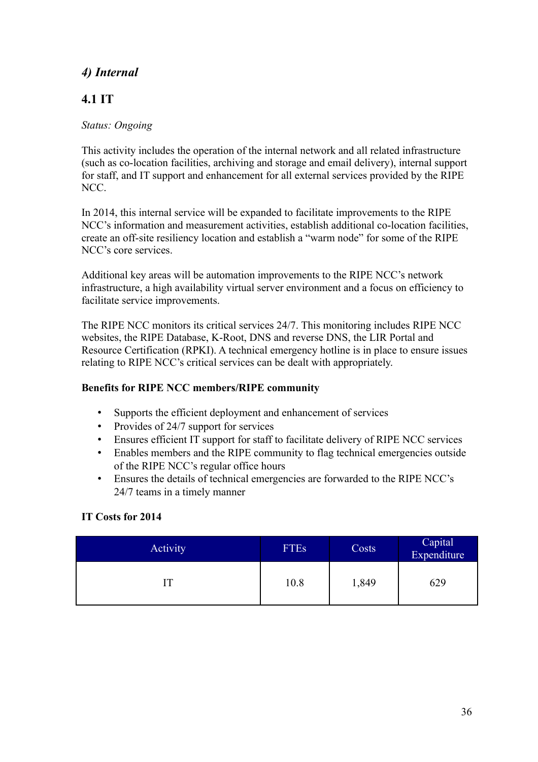## *4) Internal*

### 4.1 IT

*Status: Ongoing*

This activity includes the operation of the internal network and all related infrastructure (such as co-location facilities, archiving and storage and email delivery), internal support for staff, and IT support and enhancement for all external services provided by the RIPE NCC.

In 2014, this internal service will be expanded to facilitate improvements to the RIPE NCC's information and measurement activities, establish additional co-location facilities, create an off-site resiliency location and establish a "warm node" for some of the RIPE NCC's core services.

Additional key areas will be automation improvements to the RIPE NCC's network infrastructure, a high availability virtual server environment and a focus on efficiency to facilitate service improvements.

The RIPE NCC monitors its critical services 24/7. This monitoring includes RIPE NCC websites, the RIPE Database, K-Root, DNS and reverse DNS, the LIR Portal and Resource Certification (RPKI). A technical emergency hotline is in place to ensure issues relating to RIPE NCC's critical services can be dealt with appropriately.

**Benefits for RIPE NCC members/RIPE community**

- Supports the efficient deployment and enhancement of services
- Provides of 24/7 support for services
- Ensures efficient IT support for staff to facilitate delivery of RIPE NCC services
- Enables members and the RIPE community to flag technical emergencies outside of the RIPE NCC's regular office hours
- Ensures the details of technical emergencies are forwarded to the RIPE NCC's 24/7 teams in a timely manner

**IT Costs for 2014**

| Activity | FTEs | Costs | Capital Expenditure |
|---|---|---|---|
| IT | 10.8 | 1,849 | 629 |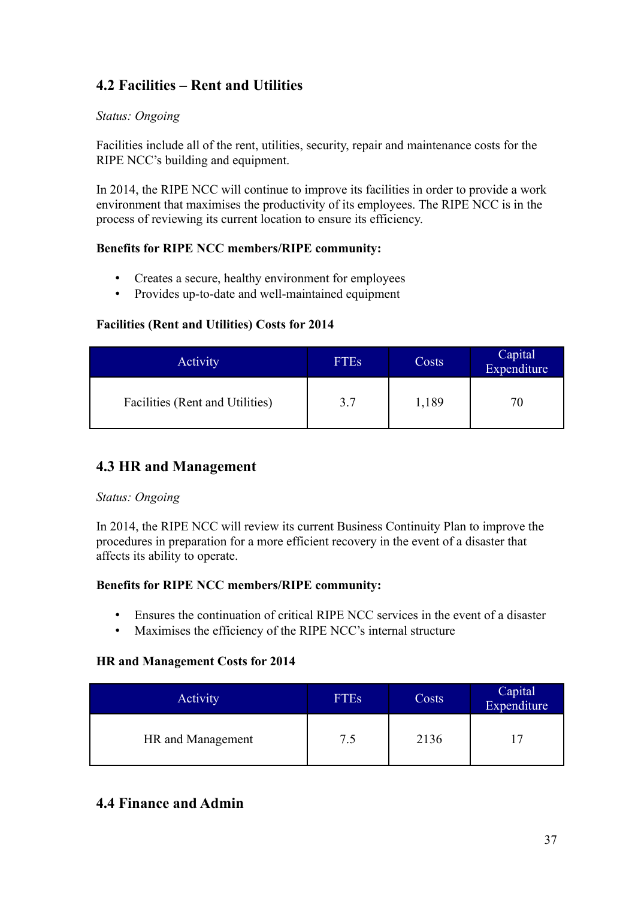## 4.2 Facilities – Rent and Utilities

*Status: Ongoing*

Facilities include all of the rent, utilities, security, repair and maintenance costs for the RIPE NCC's building and equipment.

In 2014, the RIPE NCC will continue to improve its facilities in order to provide a work environment that maximises the productivity of its employees. The RIPE NCC is in the process of reviewing its current location to ensure its efficiency.

**Benefits for RIPE NCC members/RIPE community:**

- Creates a secure, healthy environment for employees
- Provides up-to-date and well-maintained equipment

**Facilities (Rent and Utilities) Costs for 2014**

| Activity | FTEs | Costs | Capital Expenditure |
|---|---|---|---|
| Facilities (Rent and Utilities) | 3.7 | 1,189 | 70 |

## 4.3 HR and Management

*Status: Ongoing*

In 2014, the RIPE NCC will review its current Business Continuity Plan to improve the procedures in preparation for a more efficient recovery in the event of a disaster that affects its ability to operate.

**Benefits for RIPE NCC members/RIPE community:**

- Ensures the continuation of critical RIPE NCC services in the event of a disaster
- Maximises the efficiency of the RIPE NCC's internal structure

**HR and Management Costs for 2014**

| Activity | FTEs | Costs | Capital Expenditure |
|---|---|---|---|
| HR and Management | 7.5 | 2136 | 17 |

## 4.4 Finance and Admin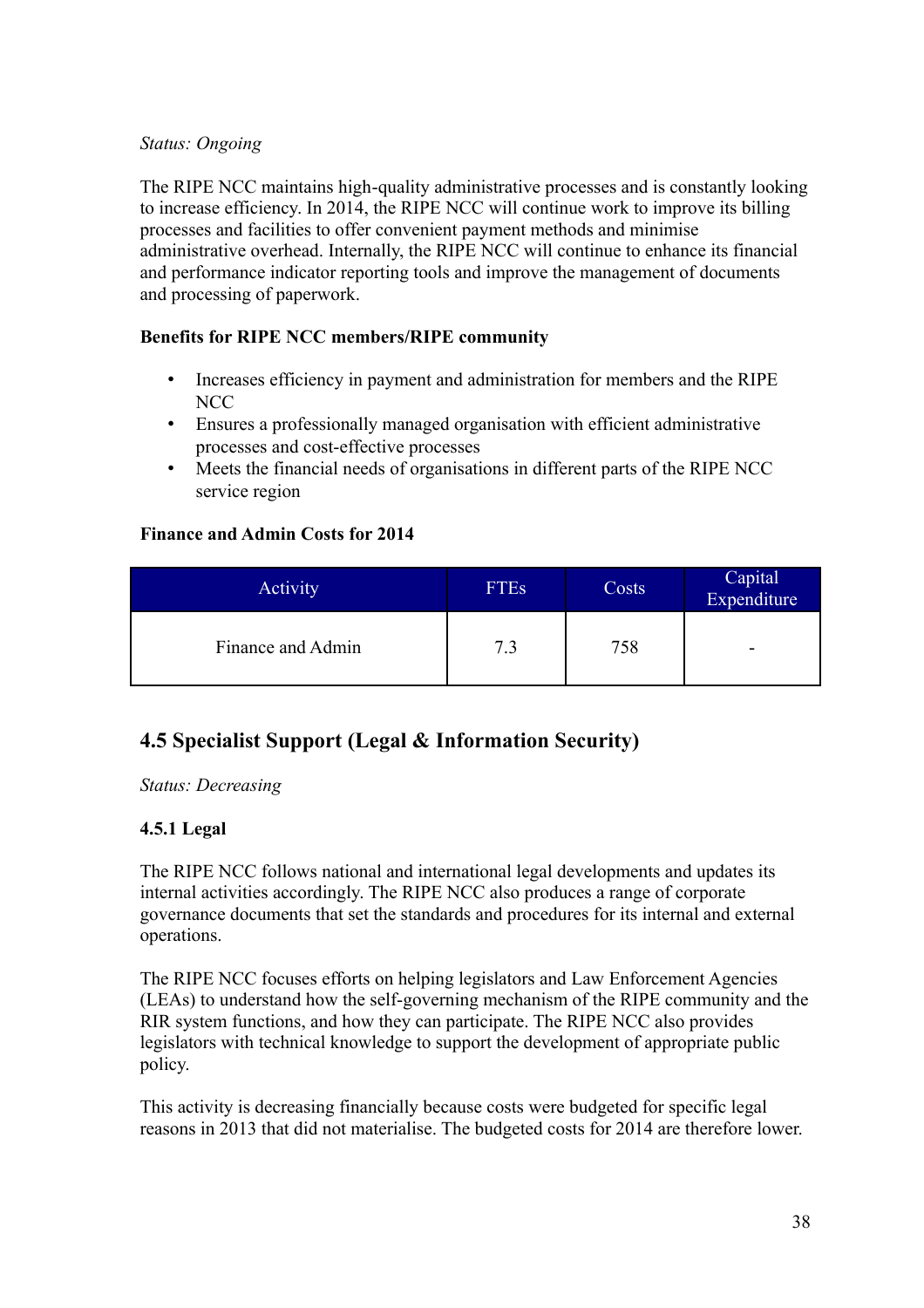*Status: Ongoing*

The RIPE NCC maintains high-quality administrative processes and is constantly looking to increase efficiency. In 2014, the RIPE NCC will continue work to improve its billing processes and facilities to offer convenient payment methods and minimise administrative overhead. Internally, the RIPE NCC will continue to enhance its financial and performance indicator reporting tools and improve the management of documents and processing of paperwork.

**Benefits for RIPE NCC members/RIPE community**

- Increases efficiency in payment and administration for members and the RIPE NCC
- Ensures a professionally managed organisation with efficient administrative processes and cost-effective processes
- Meets the financial needs of organisations in different parts of the RIPE NCC service region

**Finance and Admin Costs for 2014**

| Activity | FTEs | Costs | Capital Expenditure |
|---|---|---|---|
| Finance and Admin | 7.3 | 758 | - |

## 4.5 Specialist Support (Legal & Information Security)

*Status: Decreasing*

### 4.5.1 Legal

The RIPE NCC follows national and international legal developments and updates its internal activities accordingly. The RIPE NCC also produces a range of corporate governance documents that set the standards and procedures for its internal and external operations.

The RIPE NCC focuses efforts on helping legislators and Law Enforcement Agencies (LEAs) to understand how the self-governing mechanism of the RIPE community and the RIR system functions, and how they can participate. The RIPE NCC also provides legislators with technical knowledge to support the development of appropriate public policy.

This activity is decreasing financially because costs were budgeted for specific legal reasons in 2013 that did not materialise. The budgeted costs for 2014 are therefore lower.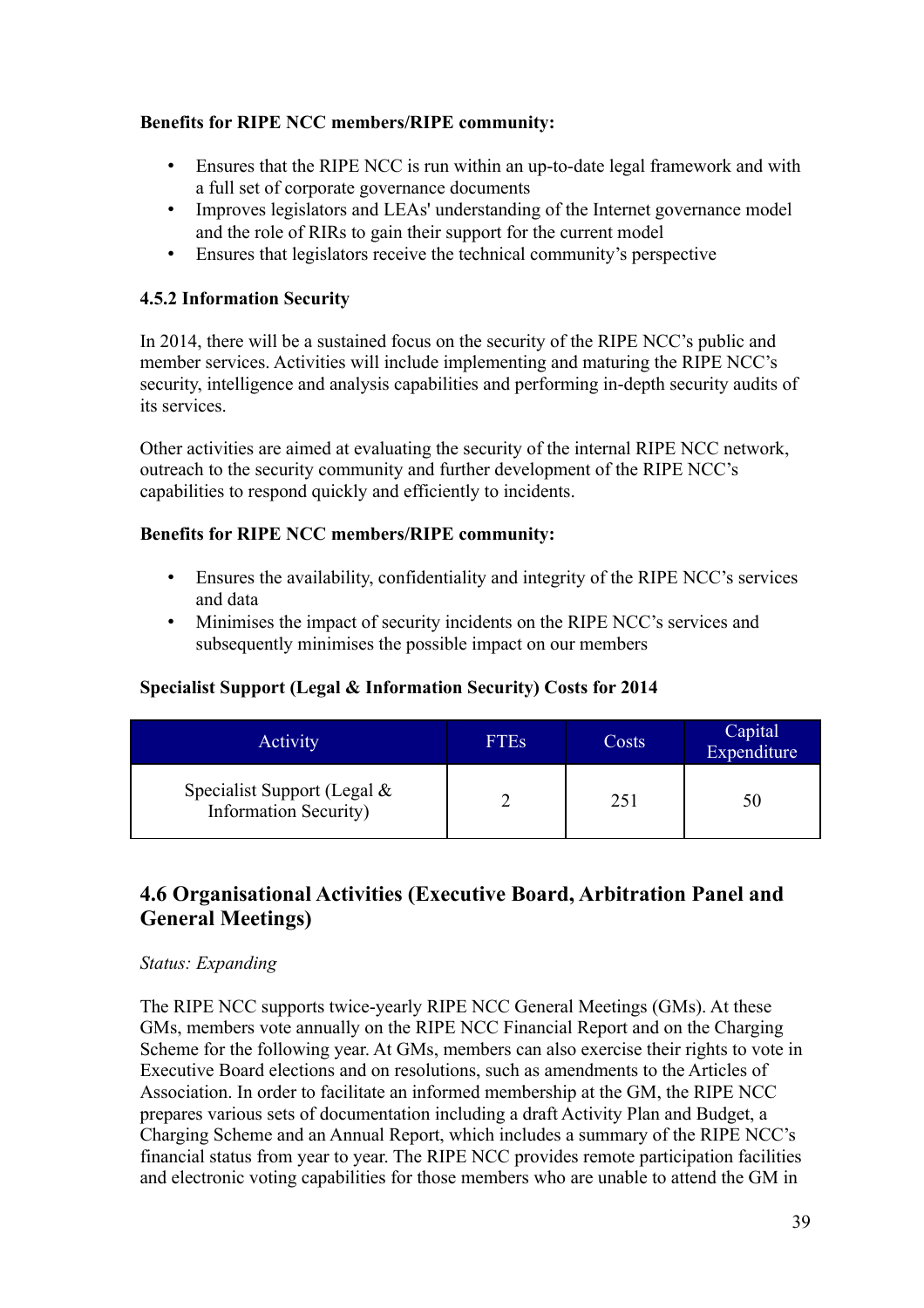**Benefits for RIPE NCC members/RIPE community:**

- Ensures that the RIPE NCC is run within an up-to-date legal framework and with a full set of corporate governance documents
- Improves legislators and LEAs' understanding of the Internet governance model and the role of RIRs to gain their support for the current model
- Ensures that legislators receive the technical community's perspective

### 4.5.2 Information Security

In 2014, there will be a sustained focus on the security of the RIPE NCC's public and member services. Activities will include implementing and maturing the RIPE NCC's security, intelligence and analysis capabilities and performing in-depth security audits of its services.

Other activities are aimed at evaluating the security of the internal RIPE NCC network, outreach to the security community and further development of the RIPE NCC's capabilities to respond quickly and efficiently to incidents.

**Benefits for RIPE NCC members/RIPE community:**

- Ensures the availability, confidentiality and integrity of the RIPE NCC's services and data
- Minimises the impact of security incidents on the RIPE NCC's services and subsequently minimises the possible impact on our members

**Specialist Support (Legal & Information Security) Costs for 2014**

| Activity | FTEs | Costs | Capital Expenditure |
|---|---|---|---|
| Specialist Support (Legal & Information Security) | 2 | 251 | 50 |

## 4.6 Organisational Activities (Executive Board, Arbitration Panel and General Meetings)

*Status: Expanding*

The RIPE NCC supports twice-yearly RIPE NCC General Meetings (GMs). At these GMs, members vote annually on the RIPE NCC Financial Report and on the Charging Scheme for the following year. At GMs, members can also exercise their rights to vote in Executive Board elections and on resolutions, such as amendments to the Articles of Association. In order to facilitate an informed membership at the GM, the RIPE NCC prepares various sets of documentation including a draft Activity Plan and Budget, a Charging Scheme and an Annual Report, which includes a summary of the RIPE NCC's financial status from year to year. The RIPE NCC provides remote participation facilities and electronic voting capabilities for those members who are unable to attend the GM in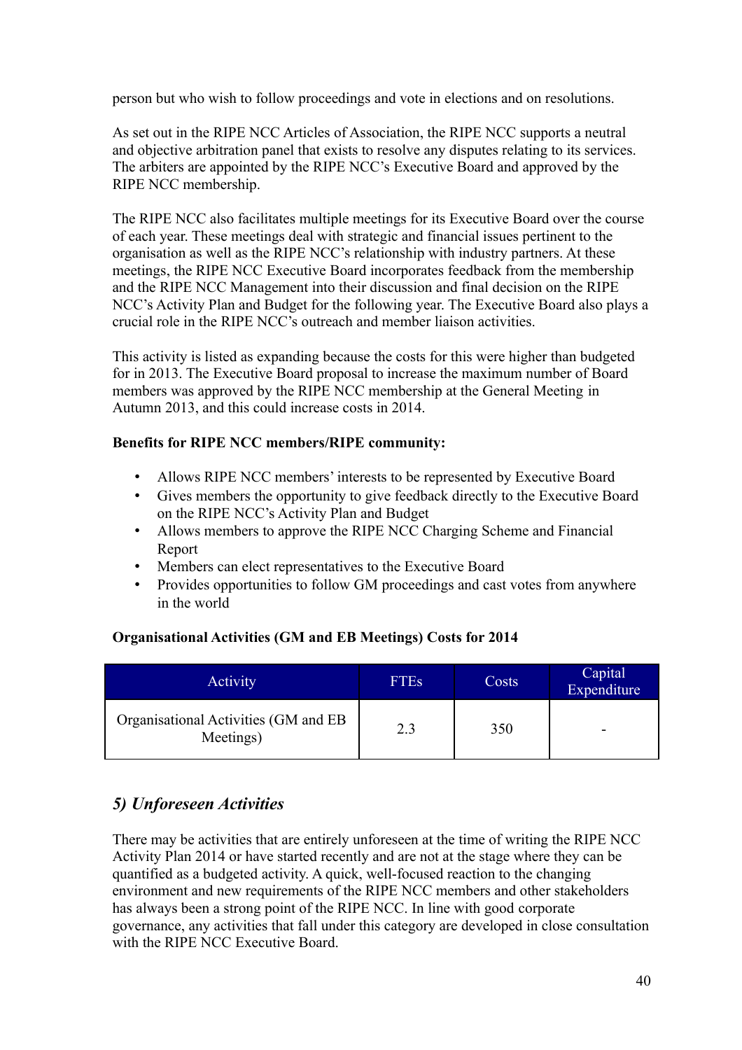person but who wish to follow proceedings and vote in elections and on resolutions.

As set out in the RIPE NCC Articles of Association, the RIPE NCC supports a neutral and objective arbitration panel that exists to resolve any disputes relating to its services. The arbiters are appointed by the RIPE NCC's Executive Board and approved by the RIPE NCC membership.

The RIPE NCC also facilitates multiple meetings for its Executive Board over the course of each year. These meetings deal with strategic and financial issues pertinent to the organisation as well as the RIPE NCC's relationship with industry partners. At these meetings, the RIPE NCC Executive Board incorporates feedback from the membership and the RIPE NCC Management into their discussion and final decision on the RIPE NCC's Activity Plan and Budget for the following year. The Executive Board also plays a crucial role in the RIPE NCC's outreach and member liaison activities.

This activity is listed as expanding because the costs for this were higher than budgeted for in 2013. The Executive Board proposal to increase the maximum number of Board members was approved by the RIPE NCC membership at the General Meeting in Autumn 2013, and this could increase costs in 2014.

**Benefits for RIPE NCC members/RIPE community:**

- Allows RIPE NCC members' interests to be represented by Executive Board
- Gives members the opportunity to give feedback directly to the Executive Board on the RIPE NCC's Activity Plan and Budget
- Allows members to approve the RIPE NCC Charging Scheme and Financial Report
- Members can elect representatives to the Executive Board
- Provides opportunities to follow GM proceedings and cast votes from anywhere in the world

**Organisational Activities (GM and EB Meetings) Costs for 2014**

| Activity | FTEs | Costs | Capital Expenditure |
|---|---|---|---|
| Organisational Activities (GM and EB Meetings) | 2.3 | 350 | - |

## *5) Unforeseen Activities*

There may be activities that are entirely unforeseen at the time of writing the RIPE NCC Activity Plan 2014 or have started recently and are not at the stage where they can be quantified as a budgeted activity. A quick, well-focused reaction to the changing environment and new requirements of the RIPE NCC members and other stakeholders has always been a strong point of the RIPE NCC. In line with good corporate governance, any activities that fall under this category are developed in close consultation with the RIPE NCC Executive Board.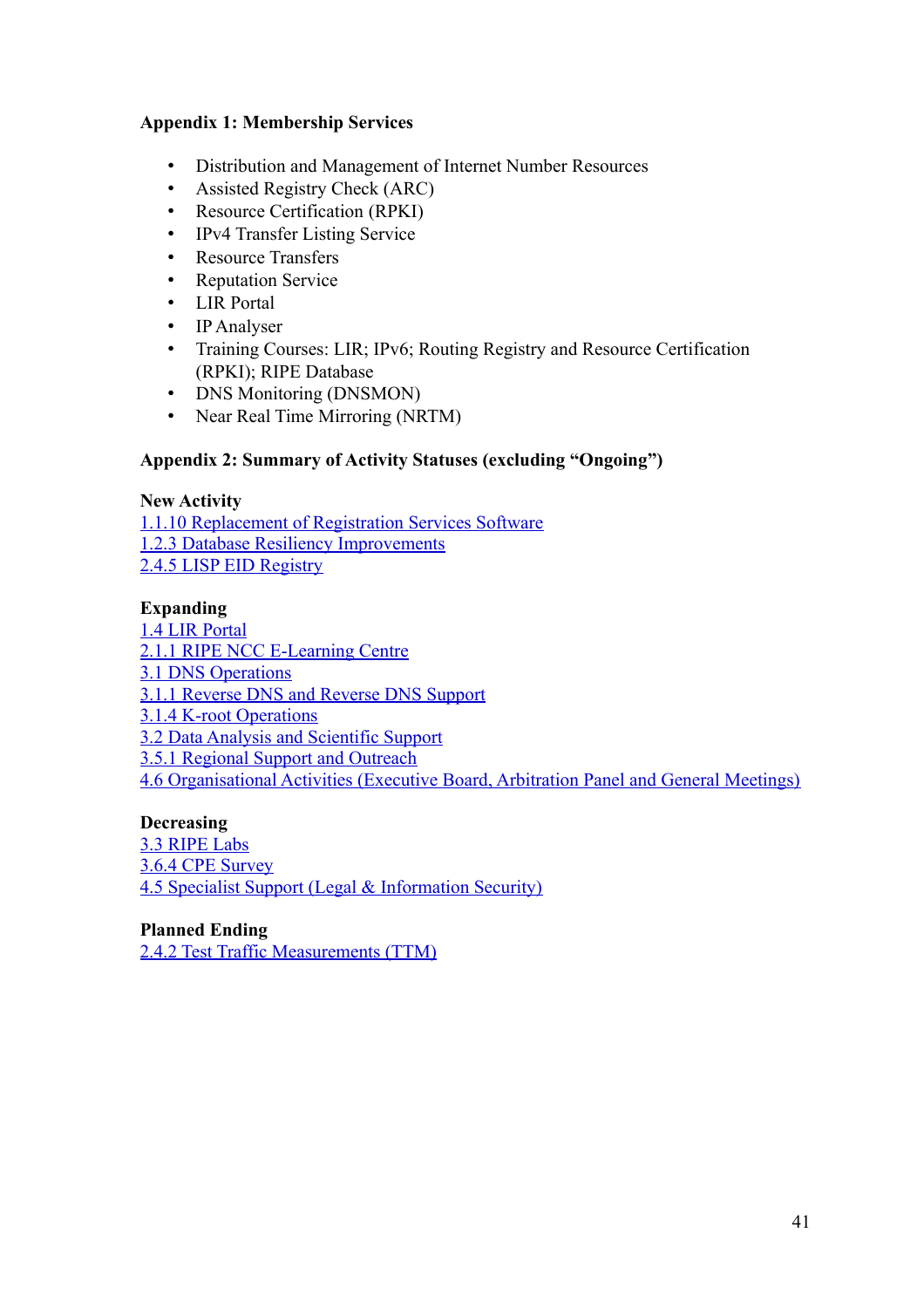## Appendix 1: Membership Services

- Distribution and Management of Internet Number Resources
- Assisted Registry Check (ARC)
- Resource Certification (RPKI)
- IPv4 Transfer Listing Service
- Resource Transfers
- Reputation Service
- LIR Portal
- IP Analyser
- Training Courses: LIR; IPv6; Routing Registry and Resource Certification (RPKI); RIPE Database
- DNS Monitoring (DNSMON)
- Near Real Time Mirroring (NRTM)

## Appendix 2: Summary of Activity Statuses (excluding "Ongoing")

**New Activity**
1.1.10 Replacement of Registration Services Software
1.2.3 Database Resiliency Improvements
2.4.5 LISP EID Registry

**Expanding**
1.4 LIR Portal
2.1.1 RIPE NCC E-Learning Centre
3.1 DNS Operations
3.1.1 Reverse DNS and Reverse DNS Support
3.1.4 K-root Operations
3.2 Data Analysis and Scientific Support
3.5.1 Regional Support and Outreach
4.6 Organisational Activities (Executive Board, Arbitration Panel and General Meetings)

**Decreasing**
3.3 RIPE Labs
3.6.4 CPE Survey
4.5 Specialist Support (Legal & Information Security)

**Planned Ending**
2.4.2 Test Traffic Measurements (TTM)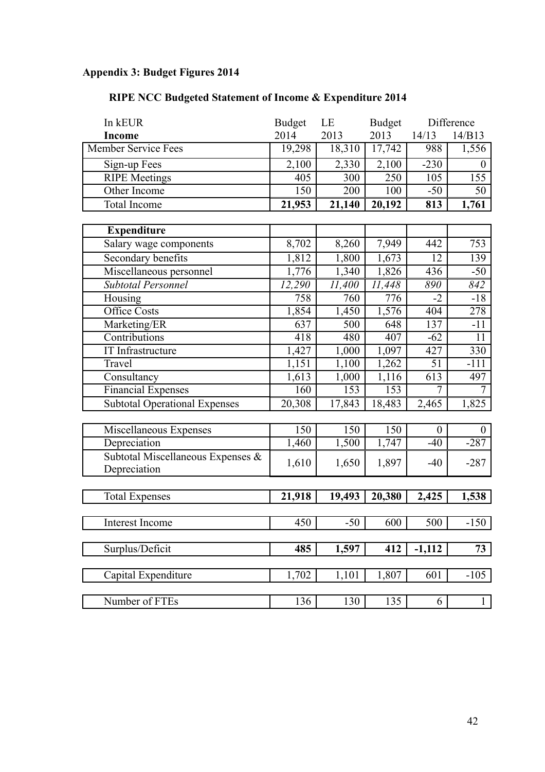**Appendix 3: Budget Figures 2014**

**RIPE NCC Budgeted Statement of Income & Expenditure 2014**

| In kEUR | Budget | LE | Budget | Difference | |
|---|---|---|---|---|---|
| **Income** | 2014 | 2013 | 2013 | 14/13 | 14/B13 |
| Member Service Fees | 19,298 | 18,310 | 17,742 | 988 | 1,556 |
| Sign-up Fees | 2,100 | 2,330 | 2,100 | -230 | 0 |
| RIPE Meetings | 405 | 300 | 250 | 105 | 155 |
| Other Income | 150 | 200 | 100 | -50 | 50 |
| Total Income | **21,953** | **21,140** | **20,192** | **813** | **1,761** |
| **Expenditure** | | | | | |
| Salary wage components | 8,702 | 8,260 | 7,949 | 442 | 753 |
| Secondary benefits | 1,812 | 1,800 | 1,673 | 12 | 139 |
| Miscellaneous personnel | 1,776 | 1,340 | 1,826 | 436 | -50 |
| *Subtotal Personnel* | *12,290* | *11,400* | *11,448* | *890* | *842* |
| Housing | 758 | 760 | 776 | -2 | -18 |
| Office Costs | 1,854 | 1,450 | 1,576 | 404 | 278 |
| Marketing/ER | 637 | 500 | 648 | 137 | -11 |
| Contributions | 418 | 480 | 407 | -62 | 11 |
| IT Infrastructure | 1,427 | 1,000 | 1,097 | 427 | 330 |
| Travel | 1,151 | 1,100 | 1,262 | 51 | -111 |
| Consultancy | 1,613 | 1,000 | 1,116 | 613 | 497 |
| Financial Expenses | 160 | 153 | 153 | 7 | 7 |
| Subtotal Operational Expenses | 20,308 | 17,843 | 18,483 | 2,465 | 1,825 |
| Miscellaneous Expenses | 150 | 150 | 150 | 0 | 0 |
| Depreciation | 1,460 | 1,500 | 1,747 | -40 | -287 |
| Subtotal Miscellaneous Expenses & Depreciation | 1,610 | 1,650 | 1,897 | -40 | -287 |
| Total Expenses | **21,918** | **19,493** | **20,380** | **2,425** | **1,538** |
| Interest Income | 450 | -50 | 600 | 500 | -150 |
| Surplus/Deficit | **485** | **1,597** | **412** | **-1,112** | **73** |
| Capital Expenditure | 1,702 | 1,101 | 1,807 | 601 | -105 |
| Number of FTEs | 136 | 130 | 135 | 6 | 1 |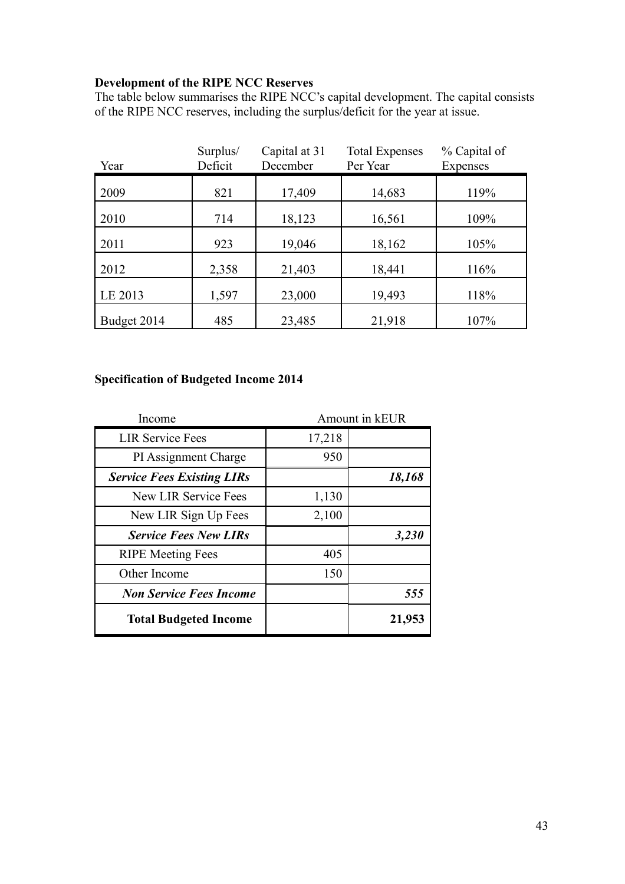**Development of the RIPE NCC Reserves**

The table below summarises the RIPE NCC's capital development. The capital consists of the RIPE NCC reserves, including the surplus/deficit for the year at issue.

| Year | Surplus/ Deficit | Capital at 31 December | Total Expenses Per Year | % Capital of Expenses |
|---|---|---|---|---|
| 2009 | 821 | 17,409 | 14,683 | 119% |
| 2010 | 714 | 18,123 | 16,561 | 109% |
| 2011 | 923 | 19,046 | 18,162 | 105% |
| 2012 | 2,358 | 21,403 | 18,441 | 116% |
| LE 2013 | 1,597 | 23,000 | 19,493 | 118% |
| Budget 2014 | 485 | 23,485 | 21,918 | 107% |

**Specification of Budgeted Income 2014**

| Income | Amount in kEUR | |
|---|---|---|
| LIR Service Fees | 17,218 | |
| PI Assignment Charge | 950 | |
| ***Service Fees Existing LIRs*** | | ***18,168*** |
| New LIR Service Fees | 1,130 | |
| New LIR Sign Up Fees | 2,100 | |
| ***Service Fees New LIRs*** | | ***3,230*** |
| RIPE Meeting Fees | 405 | |
| Other Income | 150 | |
| ***Non Service Fees Income*** | | ***555*** |
| **Total Budgeted Income** | | **21,953** |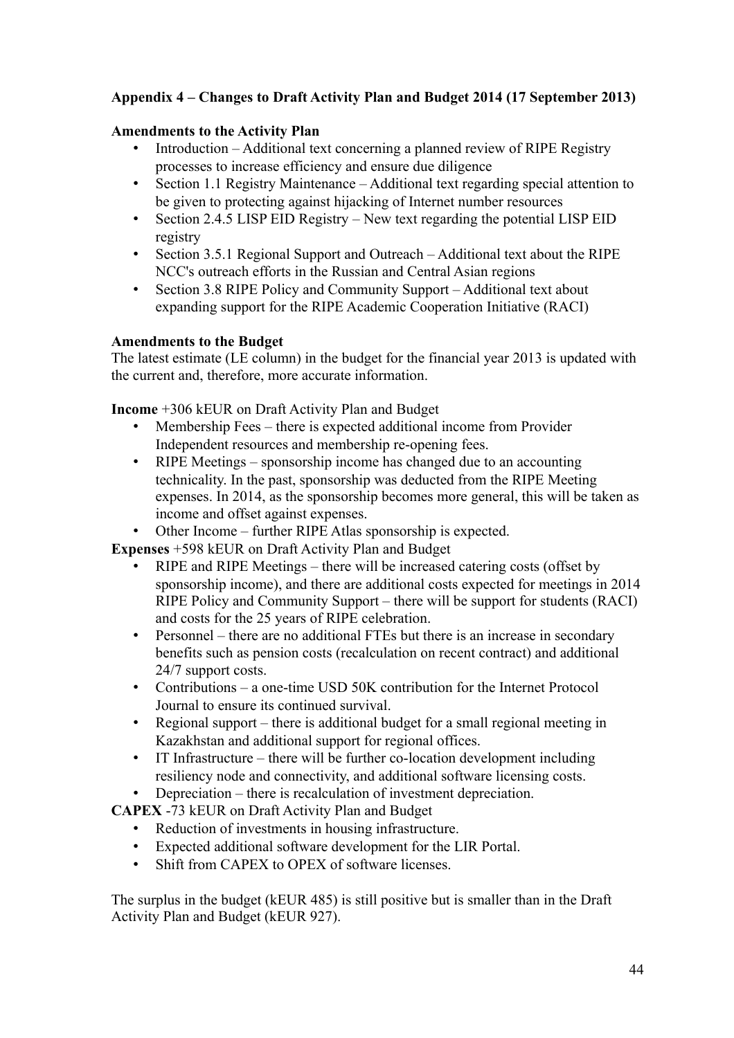**Appendix 4 – Changes to Draft Activity Plan and Budget 2014 (17 September 2013)**

**Amendments to the Activity Plan**

- Introduction – Additional text concerning a planned review of RIPE Registry processes to increase efficiency and ensure due diligence
- Section 1.1 Registry Maintenance – Additional text regarding special attention to be given to protecting against hijacking of Internet number resources
- Section 2.4.5 LISP EID Registry – New text regarding the potential LISP EID registry
- Section 3.5.1 Regional Support and Outreach – Additional text about the RIPE NCC's outreach efforts in the Russian and Central Asian regions
- Section 3.8 RIPE Policy and Community Support – Additional text about expanding support for the RIPE Academic Cooperation Initiative (RACI)

**Amendments to the Budget**

The latest estimate (LE column) in the budget for the financial year 2013 is updated with the current and, therefore, more accurate information.

**Income** +306 kEUR on Draft Activity Plan and Budget

- Membership Fees – there is expected additional income from Provider Independent resources and membership re-opening fees.
- RIPE Meetings – sponsorship income has changed due to an accounting technicality. In the past, sponsorship was deducted from the RIPE Meeting expenses. In 2014, as the sponsorship becomes more general, this will be taken as income and offset against expenses.
- Other Income – further RIPE Atlas sponsorship is expected.

**Expenses** +598 kEUR on Draft Activity Plan and Budget

- RIPE and RIPE Meetings – there will be increased catering costs (offset by sponsorship income), and there are additional costs expected for meetings in 2014 RIPE Policy and Community Support – there will be support for students (RACI) and costs for the 25 years of RIPE celebration.
- Personnel – there are no additional FTEs but there is an increase in secondary benefits such as pension costs (recalculation on recent contract) and additional 24/7 support costs.
- Contributions – a one-time USD 50K contribution for the Internet Protocol Journal to ensure its continued survival.
- Regional support – there is additional budget for a small regional meeting in Kazakhstan and additional support for regional offices.
- IT Infrastructure – there will be further co-location development including resiliency node and connectivity, and additional software licensing costs.
- Depreciation – there is recalculation of investment depreciation.

**CAPEX** -73 kEUR on Draft Activity Plan and Budget

- Reduction of investments in housing infrastructure.
- Expected additional software development for the LIR Portal.
- Shift from CAPEX to OPEX of software licenses.

The surplus in the budget (kEUR 485) is still positive but is smaller than in the Draft Activity Plan and Budget (kEUR 927).